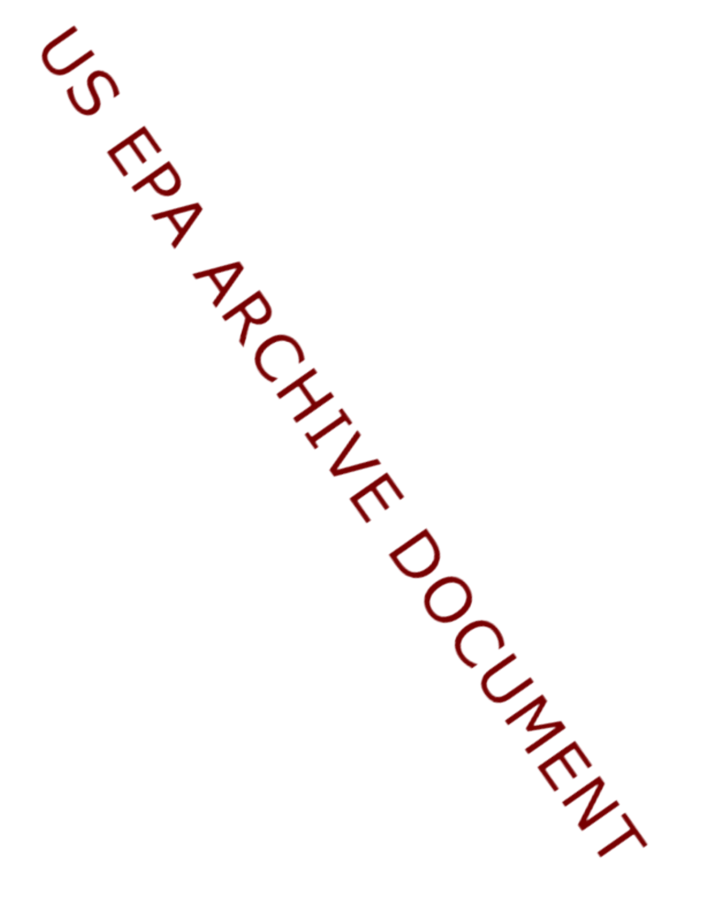US EPA ARCHIVE DOCUMENT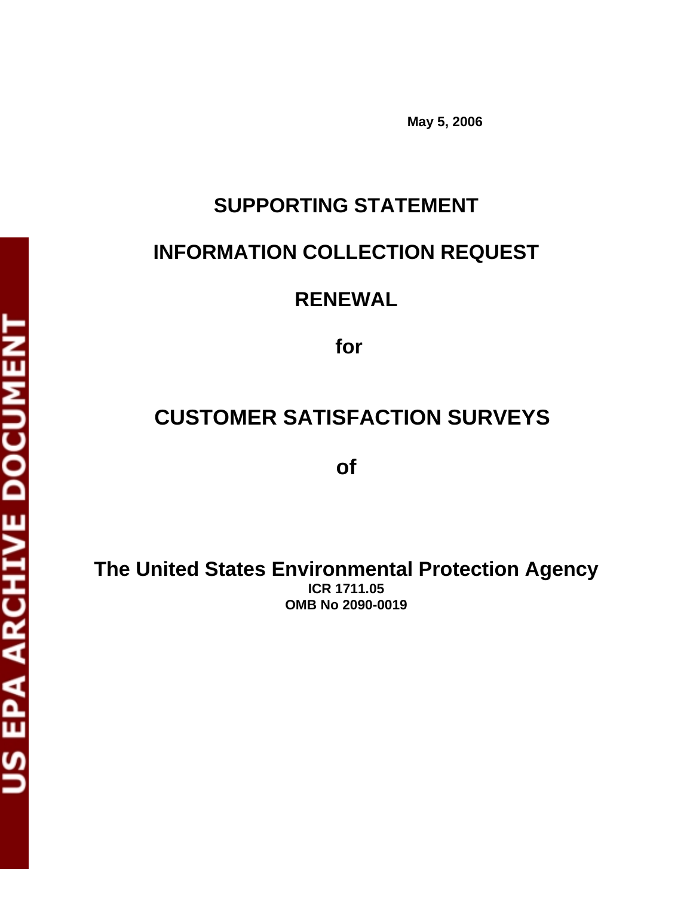May 5, 2006

# SUPPORTING STATEMENT

# INFORMATION COLLECTION REQUEST

# RENEWAL

# for

# CUSTOMER SATISFACTION SURVEYS

# of

## The United States Environmental Protection Agency

**ICR 1711.05**
**OMB No 2090-0019**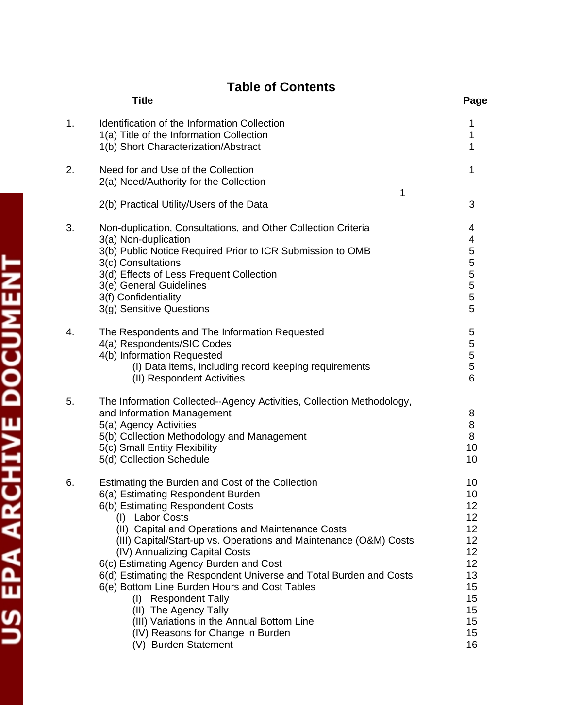# Table of Contents

| | Title | Page |
|---|---|---|
| 1. | Identification of the Information Collection | 1 |
| | 1(a) Title of the Information Collection | 1 |
| | 1(b) Short Characterization/Abstract | 1 |
| 2. | Need for and Use of the Collection | 1 |
| | 2(a) Need/Authority for the Collection | 1 |
| | 2(b) Practical Utility/Users of the Data | 3 |
| 3. | Non-duplication, Consultations, and Other Collection Criteria | 4 |
| | 3(a) Non-duplication | 4 |
| | 3(b) Public Notice Required Prior to ICR Submission to OMB | 5 |
| | 3(c) Consultations | 5 |
| | 3(d) Effects of Less Frequent Collection | 5 |
| | 3(e) General Guidelines | 5 |
| | 3(f) Confidentiality | 5 |
| | 3(g) Sensitive Questions | 5 |
| 4. | The Respondents and The Information Requested | 5 |
| | 4(a) Respondents/SIC Codes | 5 |
| | 4(b) Information Requested | 5 |
| | (I) Data items, including record keeping requirements | 5 |
| | (II) Respondent Activities | 6 |
| 5. | The Information Collected--Agency Activities, Collection Methodology, and Information Management | 8 |
| | 5(a) Agency Activities | 8 |
| | 5(b) Collection Methodology and Management | 8 |
| | 5(c) Small Entity Flexibility | 10 |
| | 5(d) Collection Schedule | 10 |
| 6. | Estimating the Burden and Cost of the Collection | 10 |
| | 6(a) Estimating Respondent Burden | 10 |
| | 6(b) Estimating Respondent Costs | 12 |
| | (I) Labor Costs | 12 |
| | (II) Capital and Operations and Maintenance Costs | 12 |
| | (III) Capital/Start-up vs. Operations and Maintenance (O&M) Costs | 12 |
| | (IV) Annualizing Capital Costs | 12 |
| | 6(c) Estimating Agency Burden and Cost | 12 |
| | 6(d) Estimating the Respondent Universe and Total Burden and Costs | 13 |
| | 6(e) Bottom Line Burden Hours and Cost Tables | 15 |
| | (I) Respondent Tally | 15 |
| | (II) The Agency Tally | 15 |
| | (III) Variations in the Annual Bottom Line | 15 |
| | (IV) Reasons for Change in Burden | 15 |
| | (V) Burden Statement | 16 |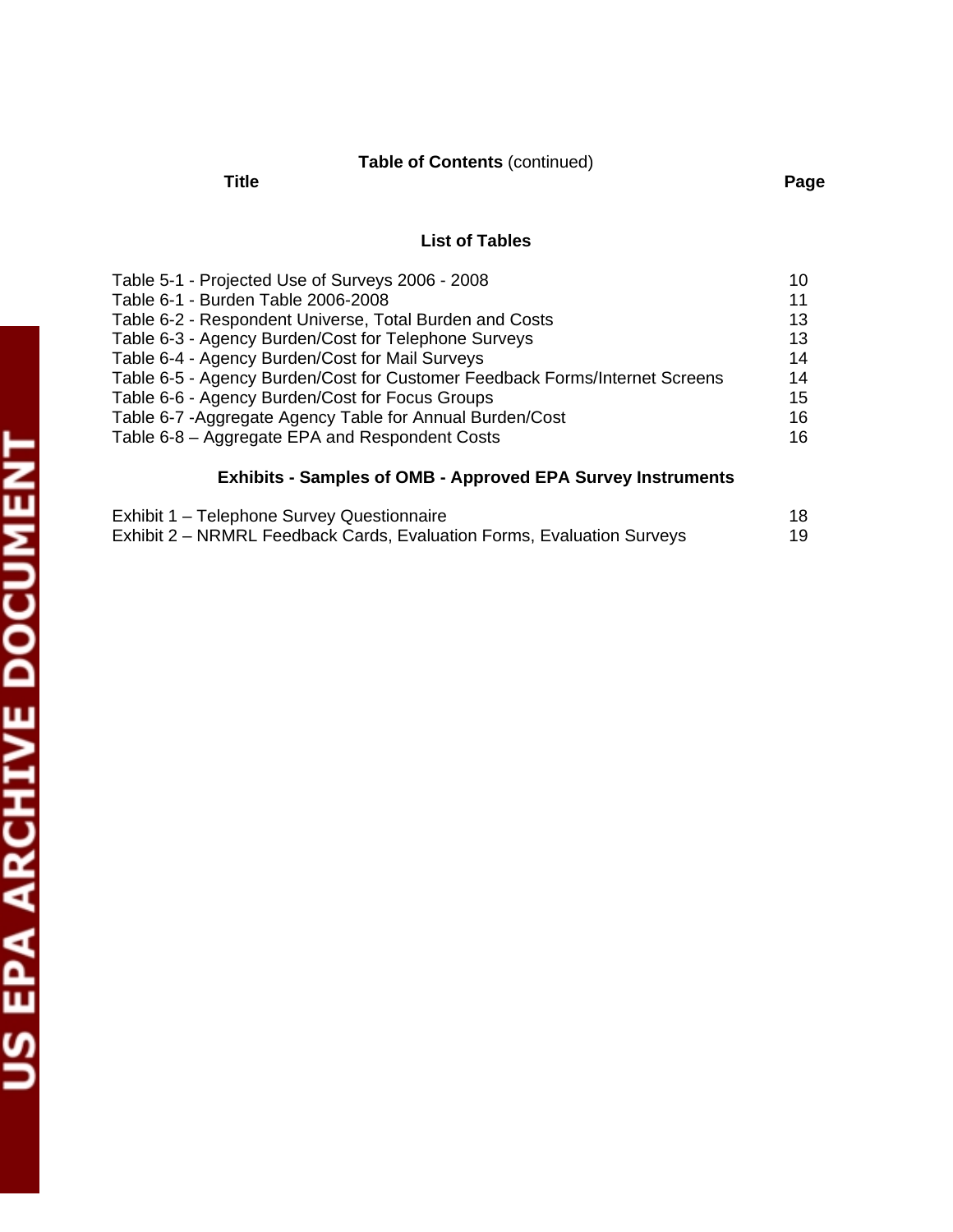**Table of Contents** (continued)

| Title | Page |
|---|---|

## List of Tables

| | |
|---|---|
| Table 5-1 - Projected Use of Surveys 2006 - 2008 | 10 |
| Table 6-1 - Burden Table 2006-2008 | 11 |
| Table 6-2 - Respondent Universe, Total Burden and Costs | 13 |
| Table 6-3 - Agency Burden/Cost for Telephone Surveys | 13 |
| Table 6-4 - Agency Burden/Cost for Mail Surveys | 14 |
| Table 6-5 - Agency Burden/Cost for Customer Feedback Forms/Internet Screens | 14 |
| Table 6-6 - Agency Burden/Cost for Focus Groups | 15 |
| Table 6-7 -Aggregate Agency Table for Annual Burden/Cost | 16 |
| Table 6-8 – Aggregate EPA and Respondent Costs | 16 |

## Exhibits - Samples of OMB - Approved EPA Survey Instruments

| | |
|---|---|
| Exhibit 1 – Telephone Survey Questionnaire | 18 |
| Exhibit 2 – NRMRL Feedback Cards, Evaluation Forms, Evaluation Surveys | 19 |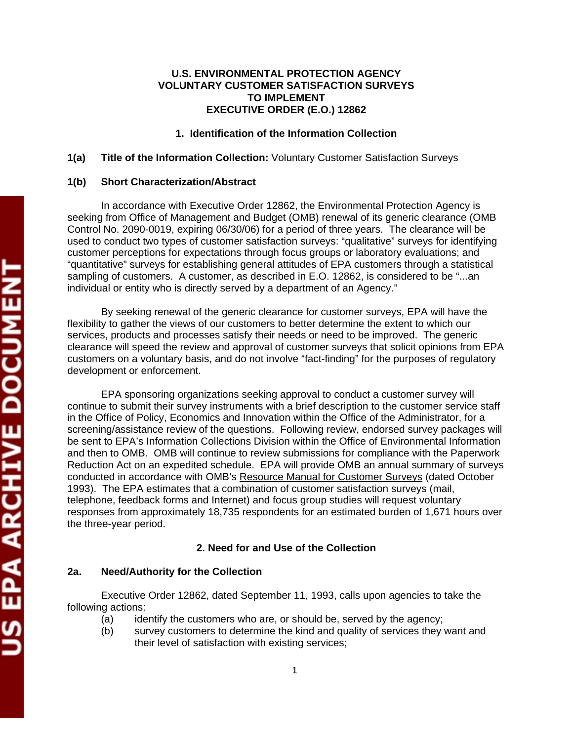**U.S. ENVIRONMENTAL PROTECTION AGENCY**
**VOLUNTARY CUSTOMER SATISFACTION SURVEYS**
**TO IMPLEMENT**
**EXECUTIVE ORDER (E.O.) 12862**

## 1. Identification of the Information Collection

**1(a) Title of the Information Collection:** Voluntary Customer Satisfaction Surveys

### 1(b) Short Characterization/Abstract

In accordance with Executive Order 12862, the Environmental Protection Agency is seeking from Office of Management and Budget (OMB) renewal of its generic clearance (OMB Control No. 2090-0019, expiring 06/30/06) for a period of three years. The clearance will be used to conduct two types of customer satisfaction surveys: "qualitative" surveys for identifying customer perceptions for expectations through focus groups or laboratory evaluations; and "quantitative" surveys for establishing general attitudes of EPA customers through a statistical sampling of customers. A customer, as described in E.O. 12862, is considered to be "...an individual or entity who is directly served by a department of an Agency."

By seeking renewal of the generic clearance for customer surveys, EPA will have the flexibility to gather the views of our customers to better determine the extent to which our services, products and processes satisfy their needs or need to be improved. The generic clearance will speed the review and approval of customer surveys that solicit opinions from EPA customers on a voluntary basis, and do not involve "fact-finding" for the purposes of regulatory development or enforcement.

EPA sponsoring organizations seeking approval to conduct a customer survey will continue to submit their survey instruments with a brief description to the customer service staff in the Office of Policy, Economics and Innovation within the Office of the Administrator, for a screening/assistance review of the questions. Following review, endorsed survey packages will be sent to EPA's Information Collections Division within the Office of Environmental Information and then to OMB. OMB will continue to review submissions for compliance with the Paperwork Reduction Act on an expedited schedule. EPA will provide OMB an annual summary of surveys conducted in accordance with OMB's Resource Manual for Customer Surveys (dated October 1993). The EPA estimates that a combination of customer satisfaction surveys (mail, telephone, feedback forms and Internet) and focus group studies will request voluntary responses from approximately 18,735 respondents for an estimated burden of 1,671 hours over the three-year period.

## 2. Need for and Use of the Collection

### 2a. Need/Authority for the Collection

Executive Order 12862, dated September 11, 1993, calls upon agencies to take the following actions:

(a) identify the customers who are, or should be, served by the agency;

(b) survey customers to determine the kind and quality of services they want and their level of satisfaction with existing services;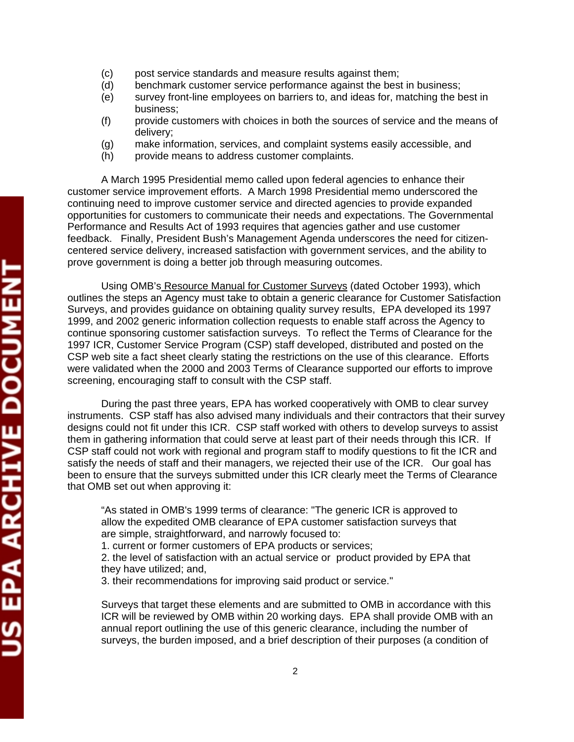(c) post service standards and measure results against them;

(d) benchmark customer service performance against the best in business;

(e) survey front-line employees on barriers to, and ideas for, matching the best in business;

(f) provide customers with choices in both the sources of service and the means of delivery;

(g) make information, services, and complaint systems easily accessible, and

(h) provide means to address customer complaints.

A March 1995 Presidential memo called upon federal agencies to enhance their customer service improvement efforts. A March 1998 Presidential memo underscored the continuing need to improve customer service and directed agencies to provide expanded opportunities for customers to communicate their needs and expectations. The Governmental Performance and Results Act of 1993 requires that agencies gather and use customer feedback. Finally, President Bush's Management Agenda underscores the need for citizen-centered service delivery, increased satisfaction with government services, and the ability to prove government is doing a better job through measuring outcomes.

Using OMB's Resource Manual for Customer Surveys (dated October 1993), which outlines the steps an Agency must take to obtain a generic clearance for Customer Satisfaction Surveys, and provides guidance on obtaining quality survey results, EPA developed its 1997 1999, and 2002 generic information collection requests to enable staff across the Agency to continue sponsoring customer satisfaction surveys. To reflect the Terms of Clearance for the 1997 ICR, Customer Service Program (CSP) staff developed, distributed and posted on the CSP web site a fact sheet clearly stating the restrictions on the use of this clearance. Efforts were validated when the 2000 and 2003 Terms of Clearance supported our efforts to improve screening, encouraging staff to consult with the CSP staff.

During the past three years, EPA has worked cooperatively with OMB to clear survey instruments. CSP staff has also advised many individuals and their contractors that their survey designs could not fit under this ICR. CSP staff worked with others to develop surveys to assist them in gathering information that could serve at least part of their needs through this ICR. If CSP staff could not work with regional and program staff to modify questions to fit the ICR and satisfy the needs of staff and their managers, we rejected their use of the ICR. Our goal has been to ensure that the surveys submitted under this ICR clearly meet the Terms of Clearance that OMB set out when approving it:

> "As stated in OMB's 1999 terms of clearance: "The generic ICR is approved to allow the expedited OMB clearance of EPA customer satisfaction surveys that are simple, straightforward, and narrowly focused to:
> 1. current or former customers of EPA products or services;
> 2. the level of satisfaction with an actual service or product provided by EPA that they have utilized; and,
> 3. their recommendations for improving said product or service."
>
> Surveys that target these elements and are submitted to OMB in accordance with this ICR will be reviewed by OMB within 20 working days. EPA shall provide OMB with an annual report outlining the use of this generic clearance, including the number of surveys, the burden imposed, and a brief description of their purposes (a condition of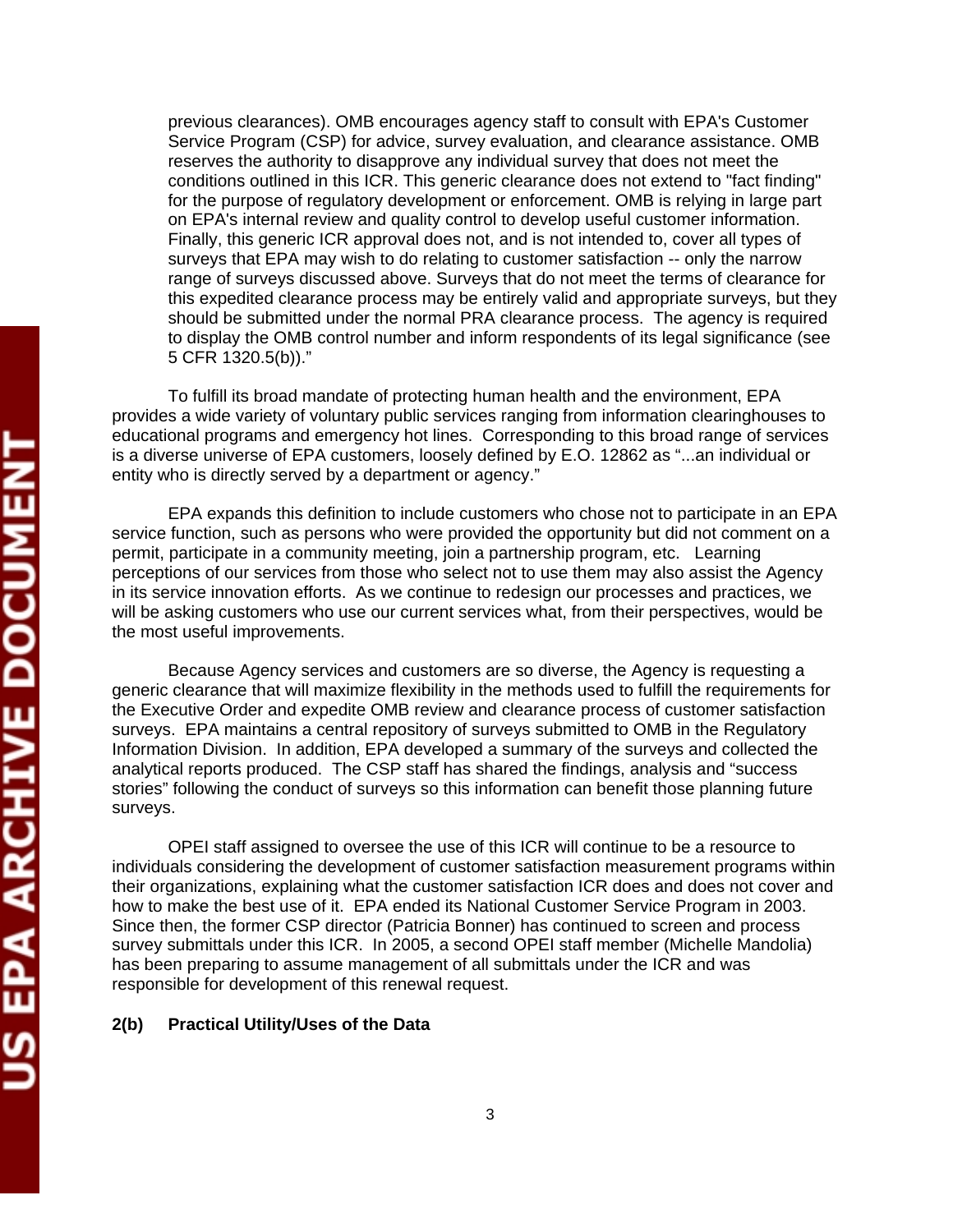previous clearances). OMB encourages agency staff to consult with EPA's Customer Service Program (CSP) for advice, survey evaluation, and clearance assistance. OMB reserves the authority to disapprove any individual survey that does not meet the conditions outlined in this ICR. This generic clearance does not extend to "fact finding" for the purpose of regulatory development or enforcement. OMB is relying in large part on EPA's internal review and quality control to develop useful customer information. Finally, this generic ICR approval does not, and is not intended to, cover all types of surveys that EPA may wish to do relating to customer satisfaction -- only the narrow range of surveys discussed above. Surveys that do not meet the terms of clearance for this expedited clearance process may be entirely valid and appropriate surveys, but they should be submitted under the normal PRA clearance process. The agency is required to display the OMB control number and inform respondents of its legal significance (see 5 CFR 1320.5(b))."

To fulfill its broad mandate of protecting human health and the environment, EPA provides a wide variety of voluntary public services ranging from information clearinghouses to educational programs and emergency hot lines. Corresponding to this broad range of services is a diverse universe of EPA customers, loosely defined by E.O. 12862 as "...an individual or entity who is directly served by a department or agency."

EPA expands this definition to include customers who chose not to participate in an EPA service function, such as persons who were provided the opportunity but did not comment on a permit, participate in a community meeting, join a partnership program, etc. Learning perceptions of our services from those who select not to use them may also assist the Agency in its service innovation efforts. As we continue to redesign our processes and practices, we will be asking customers who use our current services what, from their perspectives, would be the most useful improvements.

Because Agency services and customers are so diverse, the Agency is requesting a generic clearance that will maximize flexibility in the methods used to fulfill the requirements for the Executive Order and expedite OMB review and clearance process of customer satisfaction surveys. EPA maintains a central repository of surveys submitted to OMB in the Regulatory Information Division. In addition, EPA developed a summary of the surveys and collected the analytical reports produced. The CSP staff has shared the findings, analysis and "success stories" following the conduct of surveys so this information can benefit those planning future surveys.

OPEI staff assigned to oversee the use of this ICR will continue to be a resource to individuals considering the development of customer satisfaction measurement programs within their organizations, explaining what the customer satisfaction ICR does and does not cover and how to make the best use of it. EPA ended its National Customer Service Program in 2003. Since then, the former CSP director (Patricia Bonner) has continued to screen and process survey submittals under this ICR. In 2005, a second OPEI staff member (Michelle Mandolia) has been preparing to assume management of all submittals under the ICR and was responsible for development of this renewal request.

**2(b) Practical Utility/Uses of the Data**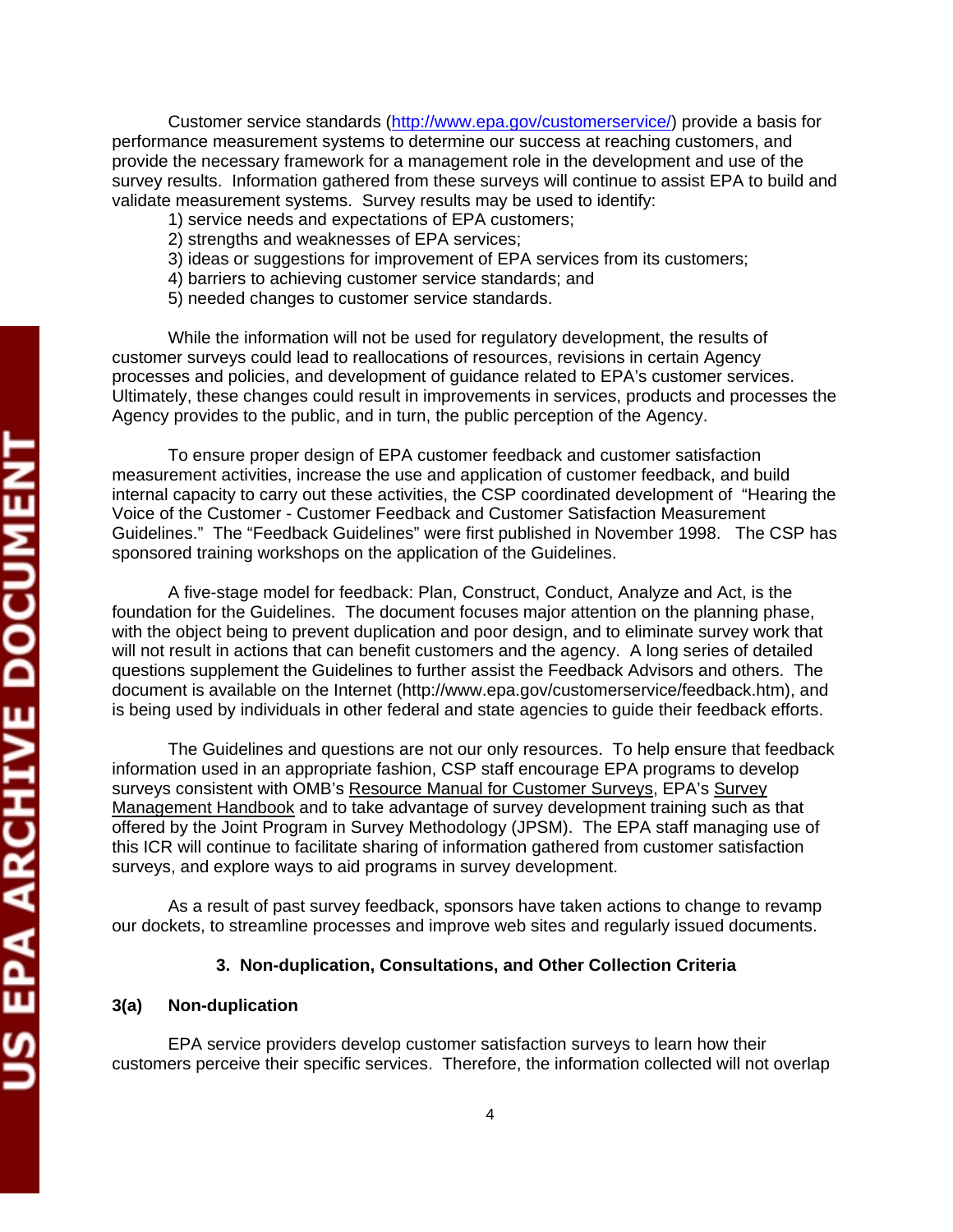Customer service standards ([http://www.epa.gov/customerservice/](http://www.epa.gov/customerservice/)) provide a basis for performance measurement systems to determine our success at reaching customers, and provide the necessary framework for a management role in the development and use of the survey results. Information gathered from these surveys will continue to assist EPA to build and validate measurement systems. Survey results may be used to identify:

1) service needs and expectations of EPA customers;
2) strengths and weaknesses of EPA services;
3) ideas or suggestions for improvement of EPA services from its customers;
4) barriers to achieving customer service standards; and
5) needed changes to customer service standards.

While the information will not be used for regulatory development, the results of customer surveys could lead to reallocations of resources, revisions in certain Agency processes and policies, and development of guidance related to EPA's customer services. Ultimately, these changes could result in improvements in services, products and processes the Agency provides to the public, and in turn, the public perception of the Agency.

To ensure proper design of EPA customer feedback and customer satisfaction measurement activities, increase the use and application of customer feedback, and build internal capacity to carry out these activities, the CSP coordinated development of "Hearing the Voice of the Customer - Customer Feedback and Customer Satisfaction Measurement Guidelines." The "Feedback Guidelines" were first published in November 1998. The CSP has sponsored training workshops on the application of the Guidelines.

A five-stage model for feedback: Plan, Construct, Conduct, Analyze and Act, is the foundation for the Guidelines. The document focuses major attention on the planning phase, with the object being to prevent duplication and poor design, and to eliminate survey work that will not result in actions that can benefit customers and the agency. A long series of detailed questions supplement the Guidelines to further assist the Feedback Advisors and others. The document is available on the Internet (http://www.epa.gov/customerservice/feedback.htm), and is being used by individuals in other federal and state agencies to guide their feedback efforts.

The Guidelines and questions are not our only resources. To help ensure that feedback information used in an appropriate fashion, CSP staff encourage EPA programs to develop surveys consistent with OMB's <u>Resource Manual for Customer Surveys</u>, EPA's <u>Survey Management Handbook</u> and to take advantage of survey development training such as that offered by the Joint Program in Survey Methodology (JPSM). The EPA staff managing use of this ICR will continue to facilitate sharing of information gathered from customer satisfaction surveys, and explore ways to aid programs in survey development.

As a result of past survey feedback, sponsors have taken actions to change to revamp our dockets, to streamline processes and improve web sites and regularly issued documents.

## 3. Non-duplication, Consultations, and Other Collection Criteria

### 3(a) Non-duplication

EPA service providers develop customer satisfaction surveys to learn how their customers perceive their specific services. Therefore, the information collected will not overlap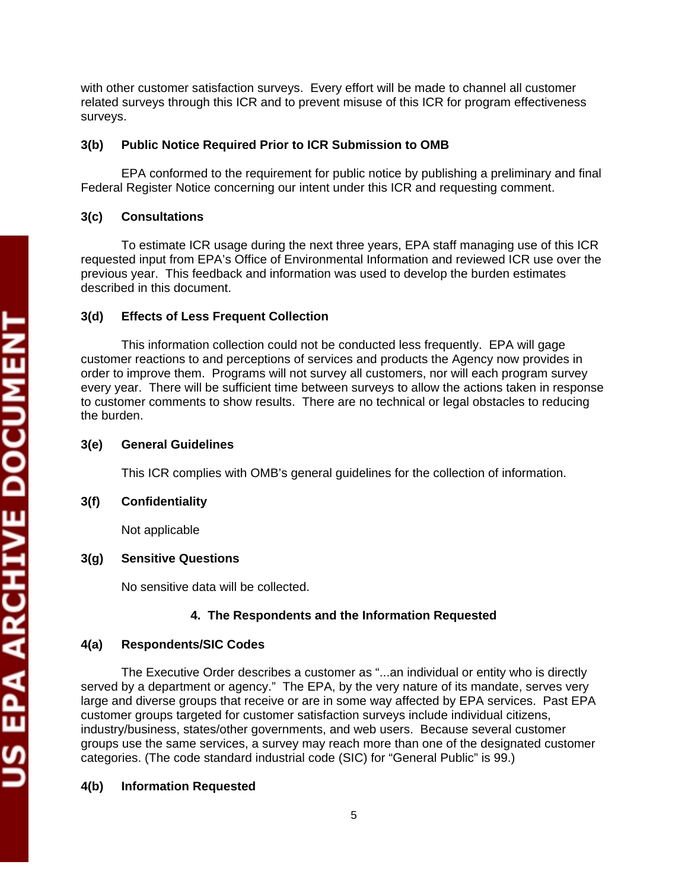with other customer satisfaction surveys. Every effort will be made to channel all customer related surveys through this ICR and to prevent misuse of this ICR for program effectiveness surveys.

### 3(b) Public Notice Required Prior to ICR Submission to OMB

EPA conformed to the requirement for public notice by publishing a preliminary and final Federal Register Notice concerning our intent under this ICR and requesting comment.

### 3(c) Consultations

To estimate ICR usage during the next three years, EPA staff managing use of this ICR requested input from EPA's Office of Environmental Information and reviewed ICR use over the previous year. This feedback and information was used to develop the burden estimates described in this document.

### 3(d) Effects of Less Frequent Collection

This information collection could not be conducted less frequently. EPA will gage customer reactions to and perceptions of services and products the Agency now provides in order to improve them. Programs will not survey all customers, nor will each program survey every year. There will be sufficient time between surveys to allow the actions taken in response to customer comments to show results. There are no technical or legal obstacles to reducing the burden.

### 3(e) General Guidelines

This ICR complies with OMB's general guidelines for the collection of information.

### 3(f) Confidentiality

Not applicable

### 3(g) Sensitive Questions

No sensitive data will be collected.

## 4. The Respondents and the Information Requested

### 4(a) Respondents/SIC Codes

The Executive Order describes a customer as "...an individual or entity who is directly served by a department or agency." The EPA, by the very nature of its mandate, serves very large and diverse groups that receive or are in some way affected by EPA services. Past EPA customer groups targeted for customer satisfaction surveys include individual citizens, industry/business, states/other governments, and web users. Because several customer groups use the same services, a survey may reach more than one of the designated customer categories. (The code standard industrial code (SIC) for "General Public" is 99.)

### 4(b) Information Requested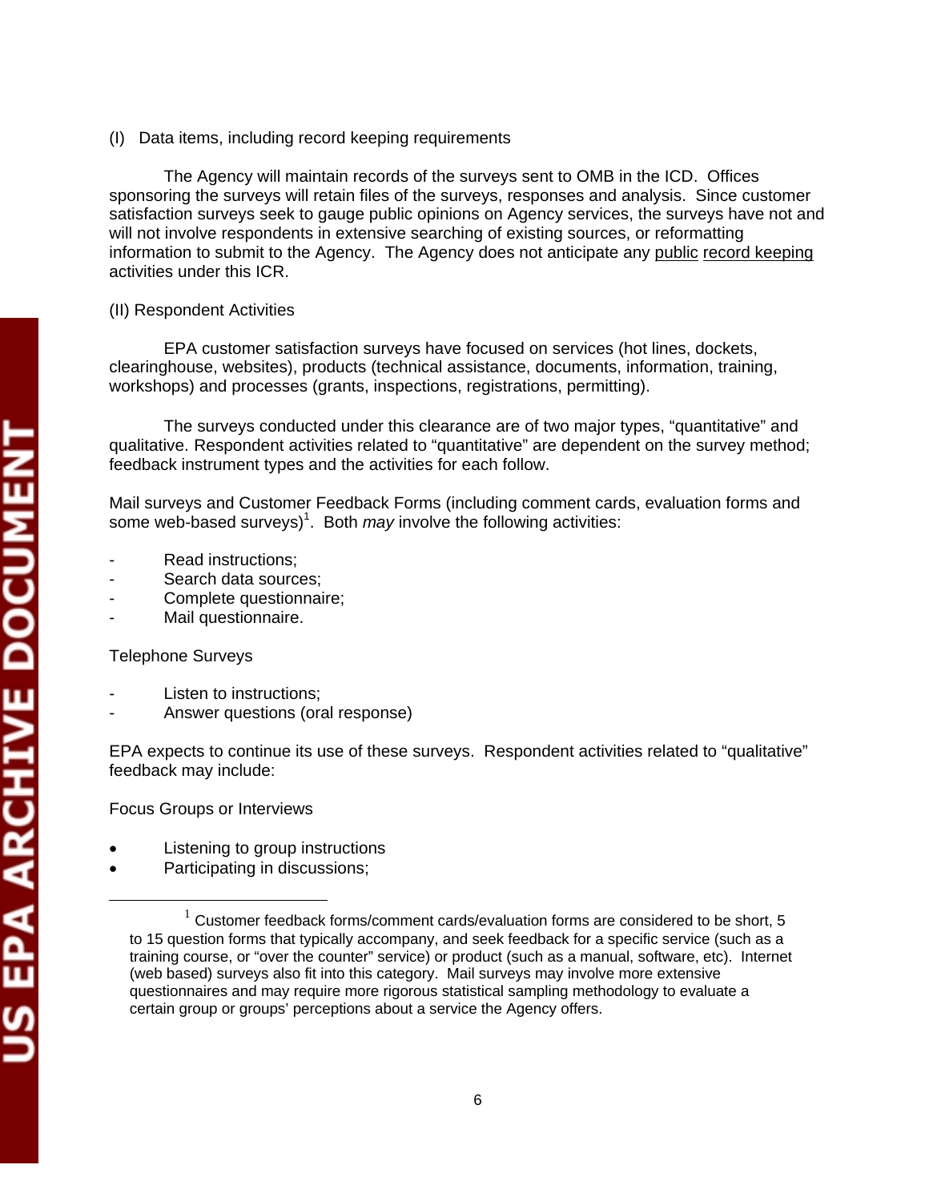(I) Data items, including record keeping requirements

The Agency will maintain records of the surveys sent to OMB in the ICD. Offices sponsoring the surveys will retain files of the surveys, responses and analysis. Since customer satisfaction surveys seek to gauge public opinions on Agency services, the surveys have not and will not involve respondents in extensive searching of existing sources, or reformatting information to submit to the Agency. The Agency does not anticipate any public record keeping activities under this ICR.

(II) Respondent Activities

EPA customer satisfaction surveys have focused on services (hot lines, dockets, clearinghouse, websites), products (technical assistance, documents, information, training, workshops) and processes (grants, inspections, registrations, permitting).

The surveys conducted under this clearance are of two major types, "quantitative" and qualitative. Respondent activities related to "quantitative" are dependent on the survey method; feedback instrument types and the activities for each follow.

Mail surveys and Customer Feedback Forms (including comment cards, evaluation forms and some web-based surveys)[1]. Both *may* involve the following activities:

- Read instructions;
- Search data sources;
- Complete questionnaire;
- Mail questionnaire.

Telephone Surveys

- Listen to instructions;
- Answer questions (oral response)

EPA expects to continue its use of these surveys. Respondent activities related to "qualitative" feedback may include:

Focus Groups or Interviews

- Listening to group instructions
- Participating in discussions;

[1] Customer feedback forms/comment cards/evaluation forms are considered to be short, 5 to 15 question forms that typically accompany, and seek feedback for a specific service (such as a training course, or "over the counter" service) or product (such as a manual, software, etc). Internet (web based) surveys also fit into this category. Mail surveys may involve more extensive questionnaires and may require more rigorous statistical sampling methodology to evaluate a certain group or groups' perceptions about a service the Agency offers.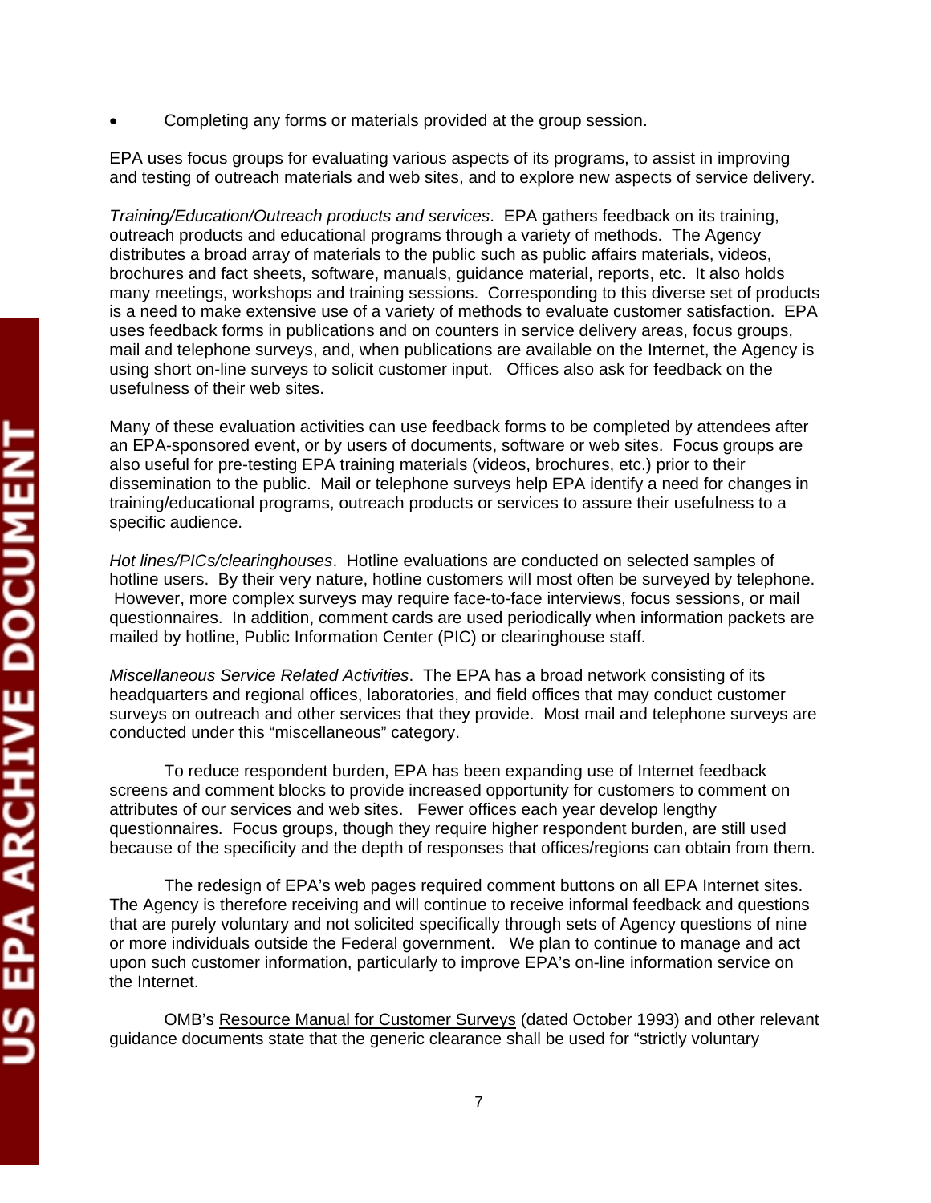- Completing any forms or materials provided at the group session.

EPA uses focus groups for evaluating various aspects of its programs, to assist in improving and testing of outreach materials and web sites, and to explore new aspects of service delivery.

*Training/Education/Outreach products and services*. EPA gathers feedback on its training, outreach products and educational programs through a variety of methods. The Agency distributes a broad array of materials to the public such as public affairs materials, videos, brochures and fact sheets, software, manuals, guidance material, reports, etc. It also holds many meetings, workshops and training sessions. Corresponding to this diverse set of products is a need to make extensive use of a variety of methods to evaluate customer satisfaction. EPA uses feedback forms in publications and on counters in service delivery areas, focus groups, mail and telephone surveys, and, when publications are available on the Internet, the Agency is using short on-line surveys to solicit customer input. Offices also ask for feedback on the usefulness of their web sites.

Many of these evaluation activities can use feedback forms to be completed by attendees after an EPA-sponsored event, or by users of documents, software or web sites. Focus groups are also useful for pre-testing EPA training materials (videos, brochures, etc.) prior to their dissemination to the public. Mail or telephone surveys help EPA identify a need for changes in training/educational programs, outreach products or services to assure their usefulness to a specific audience.

*Hot lines/PICs/clearinghouses*. Hotline evaluations are conducted on selected samples of hotline users. By their very nature, hotline customers will most often be surveyed by telephone. However, more complex surveys may require face-to-face interviews, focus sessions, or mail questionnaires. In addition, comment cards are used periodically when information packets are mailed by hotline, Public Information Center (PIC) or clearinghouse staff.

*Miscellaneous Service Related Activities*. The EPA has a broad network consisting of its headquarters and regional offices, laboratories, and field offices that may conduct customer surveys on outreach and other services that they provide. Most mail and telephone surveys are conducted under this "miscellaneous" category.

To reduce respondent burden, EPA has been expanding use of Internet feedback screens and comment blocks to provide increased opportunity for customers to comment on attributes of our services and web sites. Fewer offices each year develop lengthy questionnaires. Focus groups, though they require higher respondent burden, are still used because of the specificity and the depth of responses that offices/regions can obtain from them.

The redesign of EPA's web pages required comment buttons on all EPA Internet sites. The Agency is therefore receiving and will continue to receive informal feedback and questions that are purely voluntary and not solicited specifically through sets of Agency questions of nine or more individuals outside the Federal government. We plan to continue to manage and act upon such customer information, particularly to improve EPA's on-line information service on the Internet.

OMB's Resource Manual for Customer Surveys (dated October 1993) and other relevant guidance documents state that the generic clearance shall be used for "strictly voluntary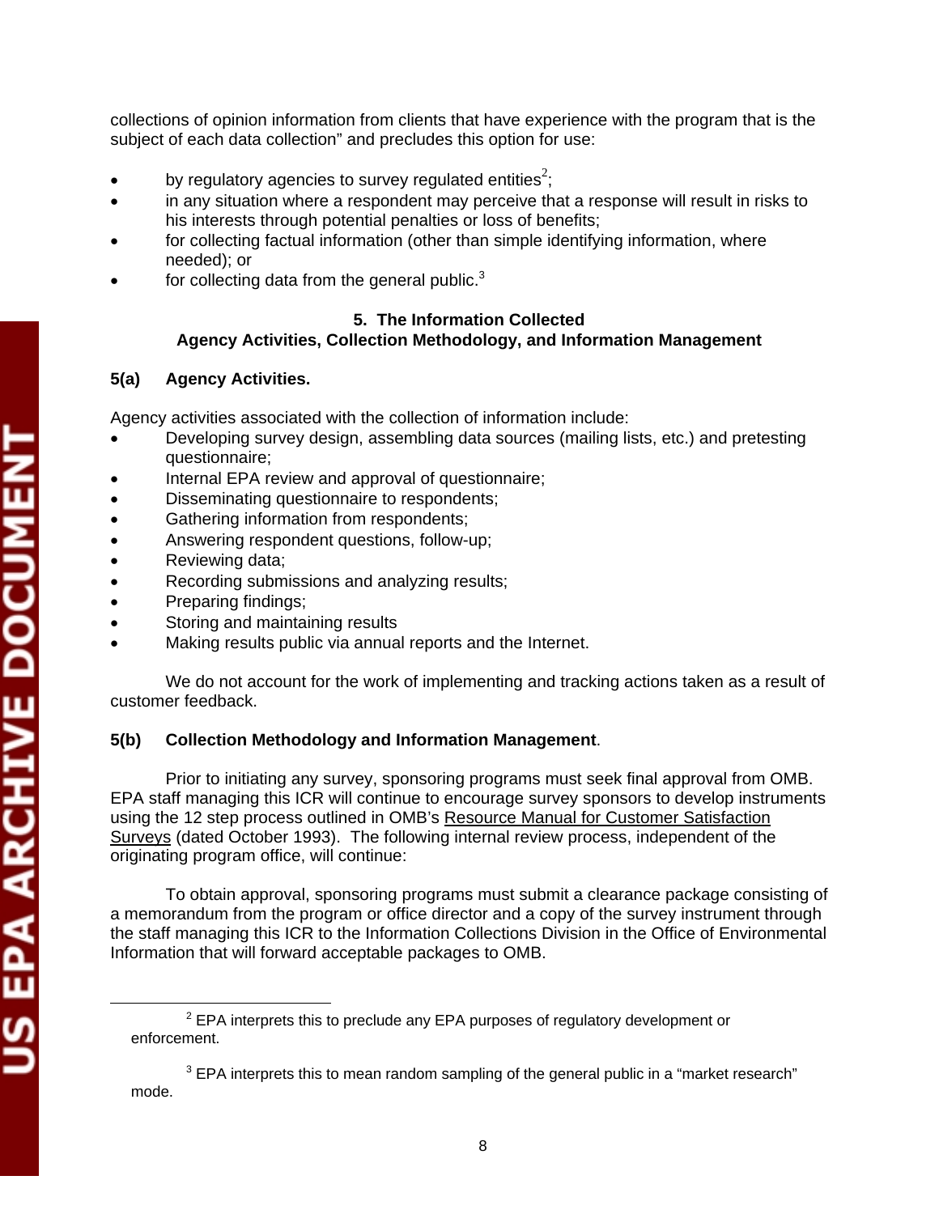collections of opinion information from clients that have experience with the program that is the subject of each data collection" and precludes this option for use:

- by regulatory agencies to survey regulated entities[2];
- in any situation where a respondent may perceive that a response will result in risks to his interests through potential penalties or loss of benefits;
- for collecting factual information (other than simple identifying information, where needed); or
- for collecting data from the general public.[3]

## 5. The Information Collected
## Agency Activities, Collection Methodology, and Information Management

### 5(a) Agency Activities.

Agency activities associated with the collection of information include:

- Developing survey design, assembling data sources (mailing lists, etc.) and pretesting questionnaire;
- Internal EPA review and approval of questionnaire;
- Disseminating questionnaire to respondents;
- Gathering information from respondents;
- Answering respondent questions, follow-up;
- Reviewing data;
- Recording submissions and analyzing results;
- Preparing findings;
- Storing and maintaining results
- Making results public via annual reports and the Internet.

We do not account for the work of implementing and tracking actions taken as a result of customer feedback.

### 5(b) Collection Methodology and Information Management.

Prior to initiating any survey, sponsoring programs must seek final approval from OMB. EPA staff managing this ICR will continue to encourage survey sponsors to develop instruments using the 12 step process outlined in OMB's Resource Manual for Customer Satisfaction Surveys (dated October 1993). The following internal review process, independent of the originating program office, will continue:

To obtain approval, sponsoring programs must submit a clearance package consisting of a memorandum from the program or office director and a copy of the survey instrument through the staff managing this ICR to the Information Collections Division in the Office of Environmental Information that will forward acceptable packages to OMB.

---

[2] EPA interprets this to preclude any EPA purposes of regulatory development or enforcement.

[3] EPA interprets this to mean random sampling of the general public in a "market research" mode.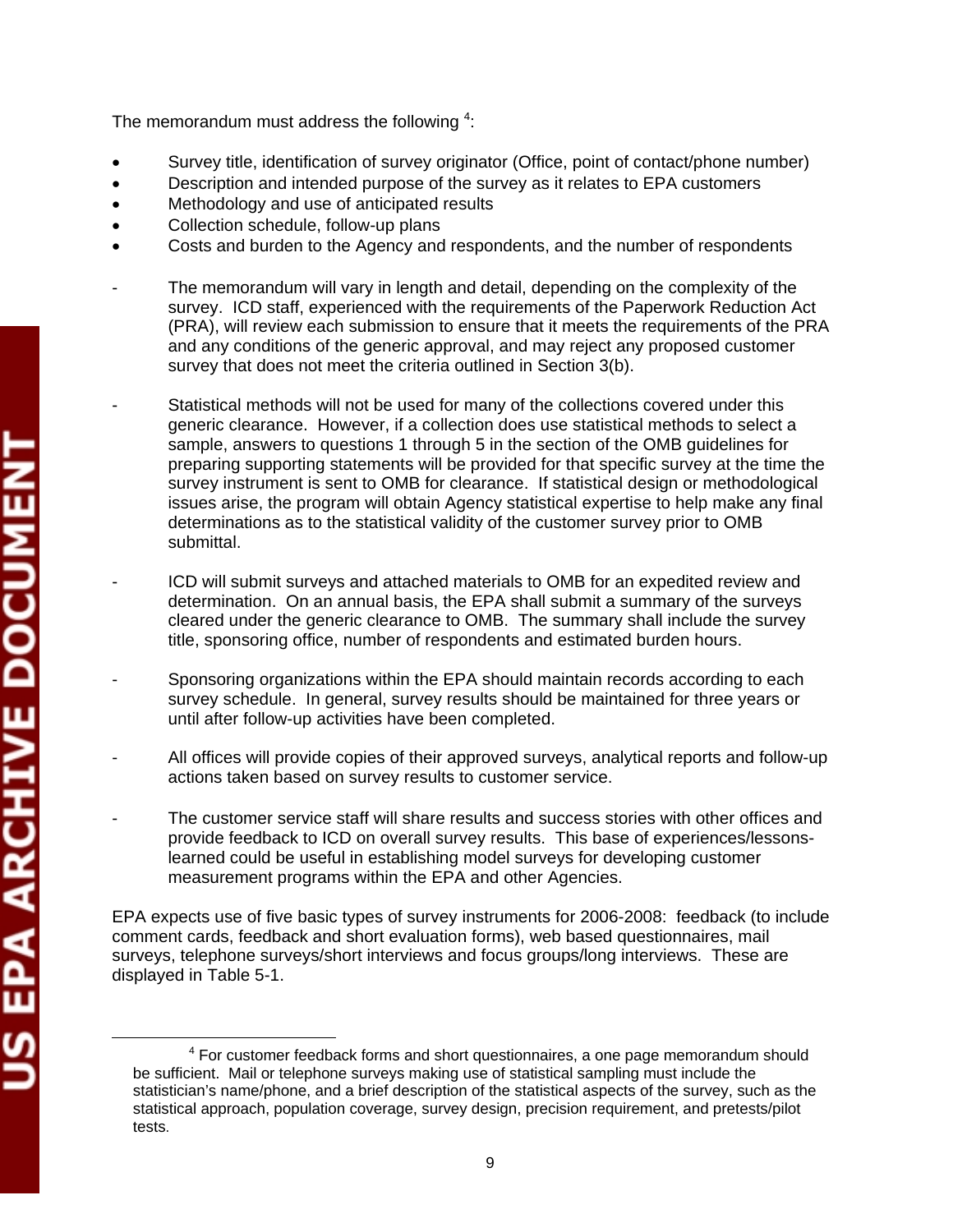The memorandum must address the following [4]:

- Survey title, identification of survey originator (Office, point of contact/phone number)
- Description and intended purpose of the survey as it relates to EPA customers
- Methodology and use of anticipated results
- Collection schedule, follow-up plans
- Costs and burden to the Agency and respondents, and the number of respondents

- The memorandum will vary in length and detail, depending on the complexity of the survey. ICD staff, experienced with the requirements of the Paperwork Reduction Act (PRA), will review each submission to ensure that it meets the requirements of the PRA and any conditions of the generic approval, and may reject any proposed customer survey that does not meet the criteria outlined in Section 3(b).

- Statistical methods will not be used for many of the collections covered under this generic clearance. However, if a collection does use statistical methods to select a sample, answers to questions 1 through 5 in the section of the OMB guidelines for preparing supporting statements will be provided for that specific survey at the time the survey instrument is sent to OMB for clearance. If statistical design or methodological issues arise, the program will obtain Agency statistical expertise to help make any final determinations as to the statistical validity of the customer survey prior to OMB submittal.

- ICD will submit surveys and attached materials to OMB for an expedited review and determination. On an annual basis, the EPA shall submit a summary of the surveys cleared under the generic clearance to OMB. The summary shall include the survey title, sponsoring office, number of respondents and estimated burden hours.

- Sponsoring organizations within the EPA should maintain records according to each survey schedule. In general, survey results should be maintained for three years or until after follow-up activities have been completed.

- All offices will provide copies of their approved surveys, analytical reports and follow-up actions taken based on survey results to customer service.

- The customer service staff will share results and success stories with other offices and provide feedback to ICD on overall survey results. This base of experiences/lessons-learned could be useful in establishing model surveys for developing customer measurement programs within the EPA and other Agencies.

EPA expects use of five basic types of survey instruments for 2006-2008: feedback (to include comment cards, feedback and short evaluation forms), web based questionnaires, mail surveys, telephone surveys/short interviews and focus groups/long interviews. These are displayed in Table 5-1.

[4] For customer feedback forms and short questionnaires, a one page memorandum should be sufficient. Mail or telephone surveys making use of statistical sampling must include the statistician's name/phone, and a brief description of the statistical aspects of the survey, such as the statistical approach, population coverage, survey design, precision requirement, and pretests/pilot tests.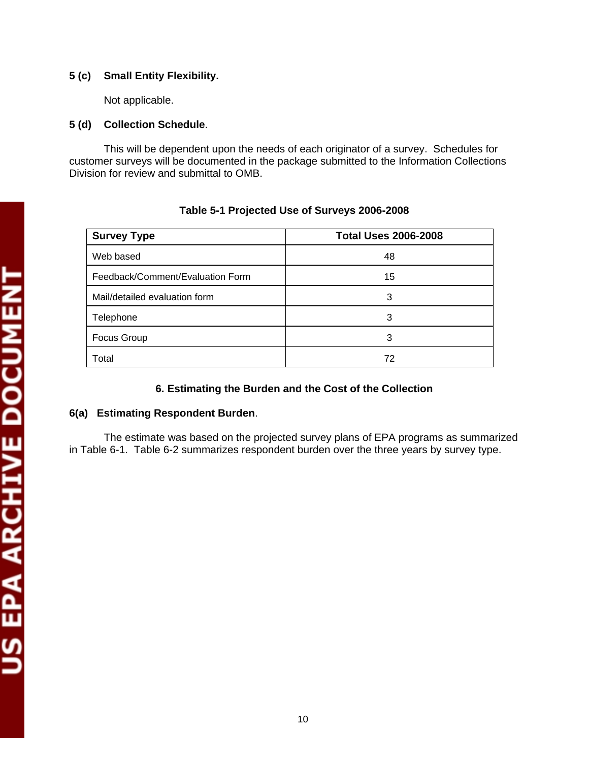### 5 (c) Small Entity Flexibility.

Not applicable.

### 5 (d) Collection Schedule.

This will be dependent upon the needs of each originator of a survey. Schedules for customer surveys will be documented in the package submitted to the Information Collections Division for review and submittal to OMB.

**Table 5-1 Projected Use of Surveys 2006-2008**

| Survey Type | Total Uses 2006-2008 |
|---|---|
| Web based | 48 |
| Feedback/Comment/Evaluation Form | 15 |
| Mail/detailed evaluation form | 3 |
| Telephone | 3 |
| Focus Group | 3 |
| Total | 72 |

## 6. Estimating the Burden and the Cost of the Collection

### 6(a) Estimating Respondent Burden.

The estimate was based on the projected survey plans of EPA programs as summarized in Table 6-1. Table 6-2 summarizes respondent burden over the three years by survey type.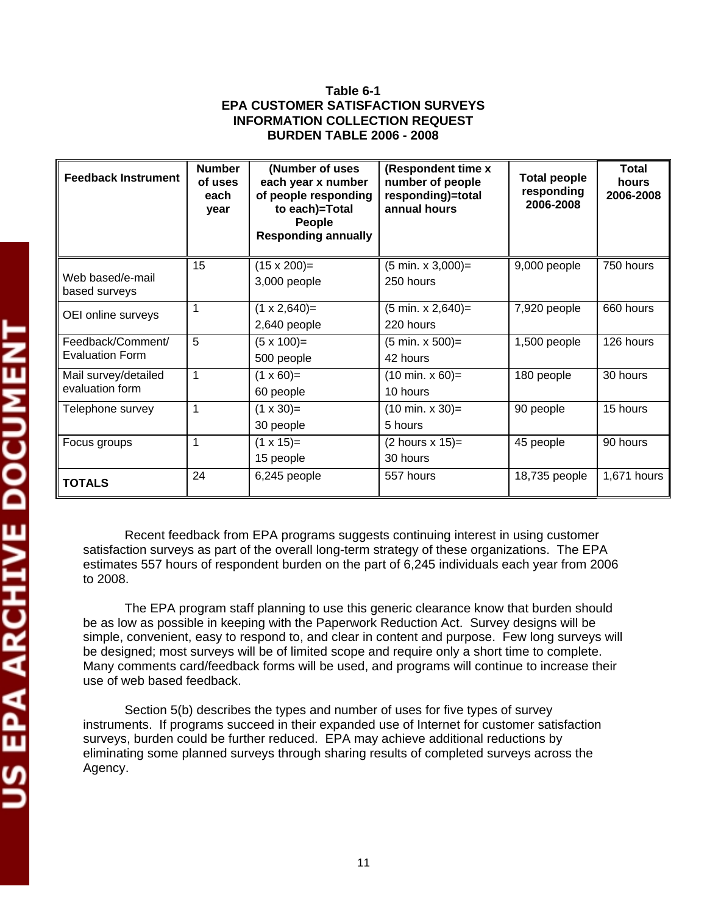**Table 6-1**
**EPA CUSTOMER SATISFACTION SURVEYS**
**INFORMATION COLLECTION REQUEST**
**BURDEN TABLE 2006 - 2008**

| Feedback Instrument | Number of uses each year | (Number of uses each year x number of people responding to each)=Total People Responding annually | (Respondent time x number of people responding)=total annual hours | Total people responding 2006-2008 | Total hours 2006-2008 |
|---|---|---|---|---|---|
| Web based/e-mail based surveys | 15 | (15 x 200)= 3,000 people | (5 min. x 3,000)= 250 hours | 9,000 people | 750 hours |
| OEI online surveys | 1 | (1 x 2,640)= 2,640 people | (5 min. x 2,640)= 220 hours | 7,920 people | 660 hours |
| Feedback/Comment/ Evaluation Form | 5 | (5 x 100)= 500 people | (5 min. x 500)= 42 hours | 1,500 people | 126 hours |
| Mail survey/detailed evaluation form | 1 | (1 x 60)= 60 people | (10 min. x 60)= 10 hours | 180 people | 30 hours |
| Telephone survey | 1 | (1 x 30)= 30 people | (10 min. x 30)= 5 hours | 90 people | 15 hours |
| Focus groups | 1 | (1 x 15)= 15 people | (2 hours x 15)= 30 hours | 45 people | 90 hours |
| **TOTALS** | 24 | 6,245 people | 557 hours | 18,735 people | 1,671 hours |

Recent feedback from EPA programs suggests continuing interest in using customer satisfaction surveys as part of the overall long-term strategy of these organizations. The EPA estimates 557 hours of respondent burden on the part of 6,245 individuals each year from 2006 to 2008.

The EPA program staff planning to use this generic clearance know that burden should be as low as possible in keeping with the Paperwork Reduction Act. Survey designs will be simple, convenient, easy to respond to, and clear in content and purpose. Few long surveys will be designed; most surveys will be of limited scope and require only a short time to complete. Many comments card/feedback forms will be used, and programs will continue to increase their use of web based feedback.

Section 5(b) describes the types and number of uses for five types of survey instruments. If programs succeed in their expanded use of Internet for customer satisfaction surveys, burden could be further reduced. EPA may achieve additional reductions by eliminating some planned surveys through sharing results of completed surveys across the Agency.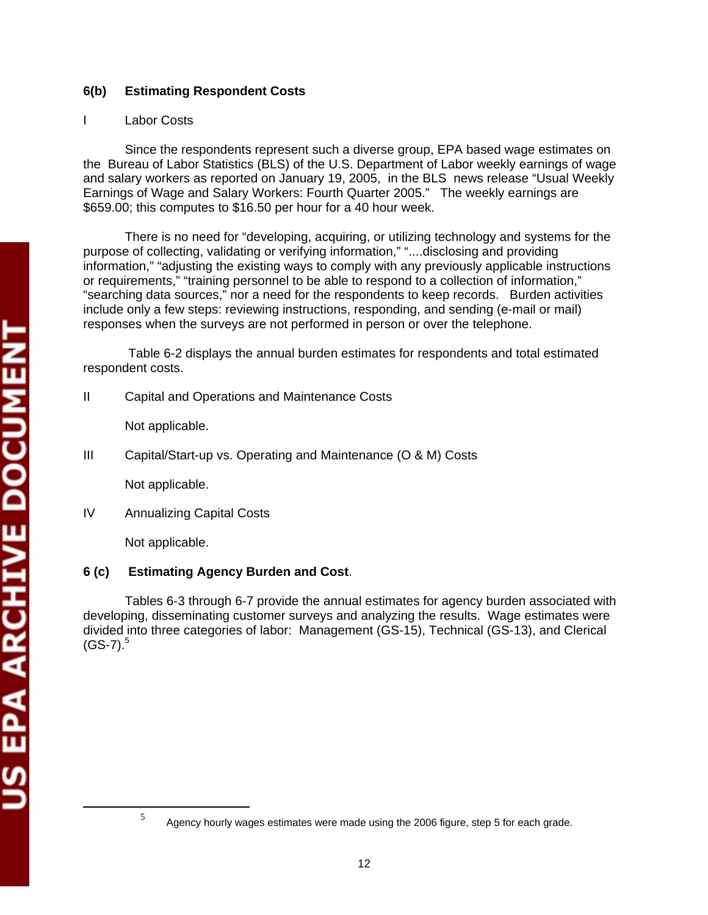### 6(b) Estimating Respondent Costs

I Labor Costs

Since the respondents represent such a diverse group, EPA based wage estimates on the Bureau of Labor Statistics (BLS) of the U.S. Department of Labor weekly earnings of wage and salary workers as reported on January 19, 2005, in the BLS news release "Usual Weekly Earnings of Wage and Salary Workers: Fourth Quarter 2005." The weekly earnings are $659.00; this computes to $16.50 per hour for a 40 hour week.

There is no need for "developing, acquiring, or utilizing technology and systems for the purpose of collecting, validating or verifying information," "....disclosing and providing information," "adjusting the existing ways to comply with any previously applicable instructions or requirements," "training personnel to be able to respond to a collection of information," "searching data sources," nor a need for the respondents to keep records. Burden activities include only a few steps: reviewing instructions, responding, and sending (e-mail or mail) responses when the surveys are not performed in person or over the telephone.

Table 6-2 displays the annual burden estimates for respondents and total estimated respondent costs.

II Capital and Operations and Maintenance Costs

Not applicable.

III Capital/Start-up vs. Operating and Maintenance (O & M) Costs

Not applicable.

IV Annualizing Capital Costs

Not applicable.

### 6 (c) Estimating Agency Burden and Cost.

Tables 6-3 through 6-7 provide the annual estimates for agency burden associated with developing, disseminating customer surveys and analyzing the results. Wage estimates were divided into three categories of labor: Management (GS-15), Technical (GS-13), and Clerical (GS-7).[5]

---

[5] Agency hourly wages estimates were made using the 2006 figure, step 5 for each grade.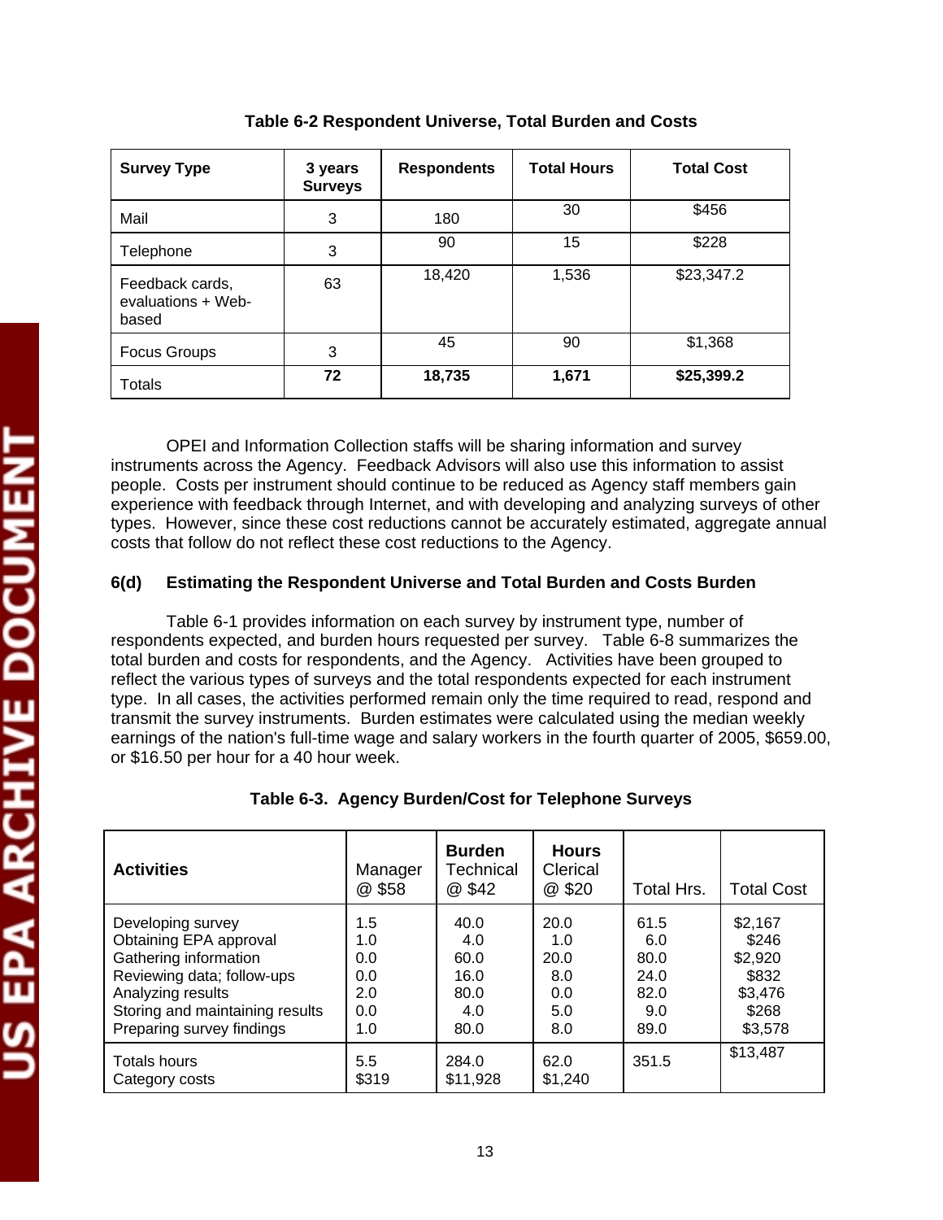**Table 6-2 Respondent Universe, Total Burden and Costs**

| Survey Type | 3 years Surveys | Respondents | Total Hours | Total Cost |
|---|---|---|---|---|
| Mail | 3 | 180 | 30 | $456 |
| Telephone | 3 | 90 | 15 | $228 |
| Feedback cards, evaluations + Web-based | 63 | 18,420 | 1,536 | $23,347.2 |
| Focus Groups | 3 | 45 | 90 | $1,368 |
| Totals | **72** | **18,735** | **1,671** | **$25,399.2** |

OPEI and Information Collection staffs will be sharing information and survey instruments across the Agency. Feedback Advisors will also use this information to assist people. Costs per instrument should continue to be reduced as Agency staff members gain experience with feedback through Internet, and with developing and analyzing surveys of other types. However, since these cost reductions cannot be accurately estimated, aggregate annual costs that follow do not reflect these cost reductions to the Agency.

### 6(d) Estimating the Respondent Universe and Total Burden and Costs Burden

Table 6-1 provides information on each survey by instrument type, number of respondents expected, and burden hours requested per survey. Table 6-8 summarizes the total burden and costs for respondents, and the Agency. Activities have been grouped to reflect the various types of surveys and the total respondents expected for each instrument type. In all cases, the activities performed remain only the time required to read, respond and transmit the survey instruments. Burden estimates were calculated using the median weekly earnings of the nation's full-time wage and salary workers in the fourth quarter of 2005, $659.00, or $16.50 per hour for a 40 hour week.

**Table 6-3. Agency Burden/Cost for Telephone Surveys**

| **Activities** | Manager @ $58 | **Burden** Technical @ $42 | **Hours** Clerical @ $20 | Total Hrs. | Total Cost |
|---|---|---|---|---|---|
| Developing survey | 1.5 | 40.0 | 20.0 | 61.5 | $2,167 |
| Obtaining EPA approval | 1.0 | 4.0 | 1.0 | 6.0 | $246 |
| Gathering information | 0.0 | 60.0 | 20.0 | 80.0 | $2,920 |
| Reviewing data; follow-ups | 0.0 | 16.0 | 8.0 | 24.0 | $832 |
| Analyzing results | 2.0 | 80.0 | 0.0 | 82.0 | $3,476 |
| Storing and maintaining results | 0.0 | 4.0 | 5.0 | 9.0 | $268 |
| Preparing survey findings | 1.0 | 80.0 | 8.0 | 89.0 | $3,578 |
| Totals hours | 5.5 | 284.0 | 62.0 | 351.5 | $13,487 |
| Category costs | $319 | $11,928 | $1,240 | | |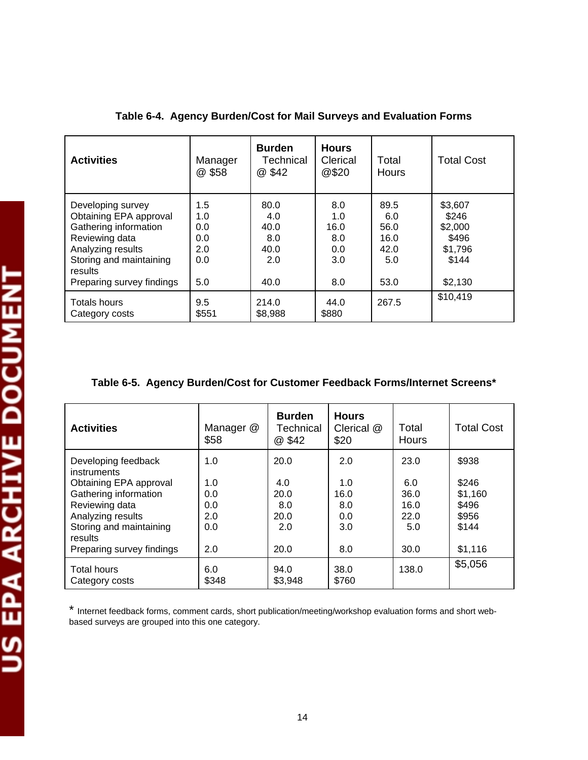**Table 6-4. Agency Burden/Cost for Mail Surveys and Evaluation Forms**

| Activities | Manager @ $58 | Burden Technical @ $42 | Hours Clerical @$20 | Total Hours | Total Cost |
|---|---|---|---|---|---|
| Developing survey | 1.5 | 80.0 | 8.0 | 89.5 | $3,607 |
| Obtaining EPA approval | 1.0 | 4.0 | 1.0 | 6.0 | $246 |
| Gathering information | 0.0 | 40.0 | 16.0 | 56.0 | $2,000 |
| Reviewing data | 0.0 | 8.0 | 8.0 | 16.0 | $496 |
| Analyzing results | 2.0 | 40.0 | 0.0 | 42.0 | $1,796 |
| Storing and maintaining results | 0.0 | 2.0 | 3.0 | 5.0 | $144 |
| Preparing survey findings | 5.0 | 40.0 | 8.0 | 53.0 | $2,130 |
| Totals hours<br>Category costs | 9.5<br>$551 | 214.0<br>$8,988 | 44.0<br>$880 | 267.5 | $10,419 |

**Table 6-5. Agency Burden/Cost for Customer Feedback Forms/Internet Screens***

| Activities | Manager @ $58 | Burden Technical @ $42 | Hours Clerical @ $20 | Total Hours | Total Cost |
|---|---|---|---|---|---|
| Developing feedback instruments | 1.0 | 20.0 | 2.0 | 23.0 | $938 |
| Obtaining EPA approval | 1.0 | 4.0 | 1.0 | 6.0 | $246 |
| Gathering information | 0.0 | 20.0 | 16.0 | 36.0 | $1,160 |
| Reviewing data | 0.0 | 8.0 | 8.0 | 16.0 | $496 |
| Analyzing results | 2.0 | 20.0 | 0.0 | 22.0 | $956 |
| Storing and maintaining results | 0.0 | 2.0 | 3.0 | 5.0 | $144 |
| Preparing survey findings | 2.0 | 20.0 | 8.0 | 30.0 | $1,116 |
| Total hours<br>Category costs | 6.0<br>$348 | 94.0<br>$3,948 | 38.0<br>$760 | 138.0 | $5,056 |

* Internet feedback forms, comment cards, short publication/meeting/workshop evaluation forms and short web-based surveys are grouped into this one category.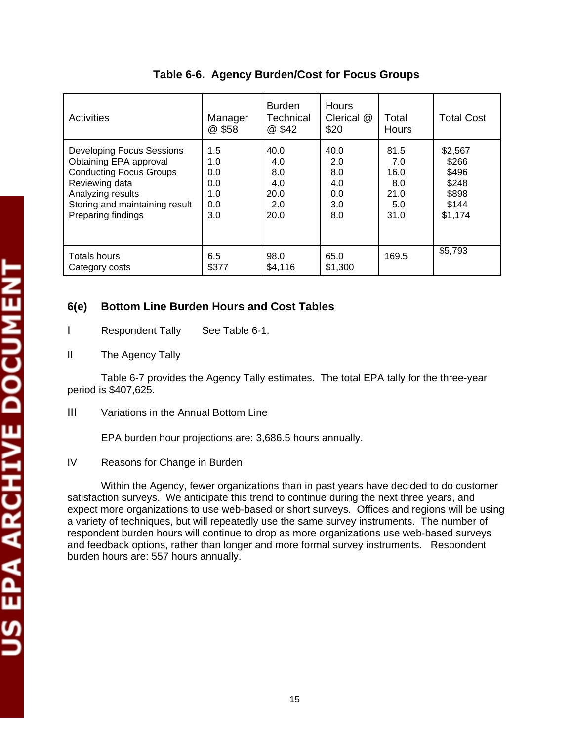**Table 6-6. Agency Burden/Cost for Focus Groups**

| Activities | Manager @ $58 | Burden Technical @ $42 | Hours Clerical @ $20 | Total Hours | Total Cost |
|---|---|---|---|---|---|
| Developing Focus Sessions | 1.5 | 40.0 | 40.0 | 81.5 | $2,567 |
| Obtaining EPA approval | 1.0 | 4.0 | 2.0 | 7.0 | $266 |
| Conducting Focus Groups | 0.0 | 8.0 | 8.0 | 16.0 | $496 |
| Reviewing data | 0.0 | 4.0 | 4.0 | 8.0 | $248 |
| Analyzing results | 1.0 | 20.0 | 0.0 | 21.0 | $898 |
| Storing and maintaining result | 0.0 | 2.0 | 3.0 | 5.0 | $144 |
| Preparing findings | 3.0 | 20.0 | 8.0 | 31.0 | $1,174 |
| Totals hours<br>Category costs | 6.5<br>$377 | 98.0<br>$4,116 | 65.0<br>$1,300 | 169.5 | $5,793 |

## 6(e) Bottom Line Burden Hours and Cost Tables

I Respondent Tally See Table 6-1.

II The Agency Tally

Table 6-7 provides the Agency Tally estimates. The total EPA tally for the three-year period is $407,625.

III Variations in the Annual Bottom Line

EPA burden hour projections are: 3,686.5 hours annually.

IV Reasons for Change in Burden

Within the Agency, fewer organizations than in past years have decided to do customer satisfaction surveys. We anticipate this trend to continue during the next three years, and expect more organizations to use web-based or short surveys. Offices and regions will be using a variety of techniques, but will repeatedly use the same survey instruments. The number of respondent burden hours will continue to drop as more organizations use web-based surveys and feedback options, rather than longer and more formal survey instruments. Respondent burden hours are: 557 hours annually.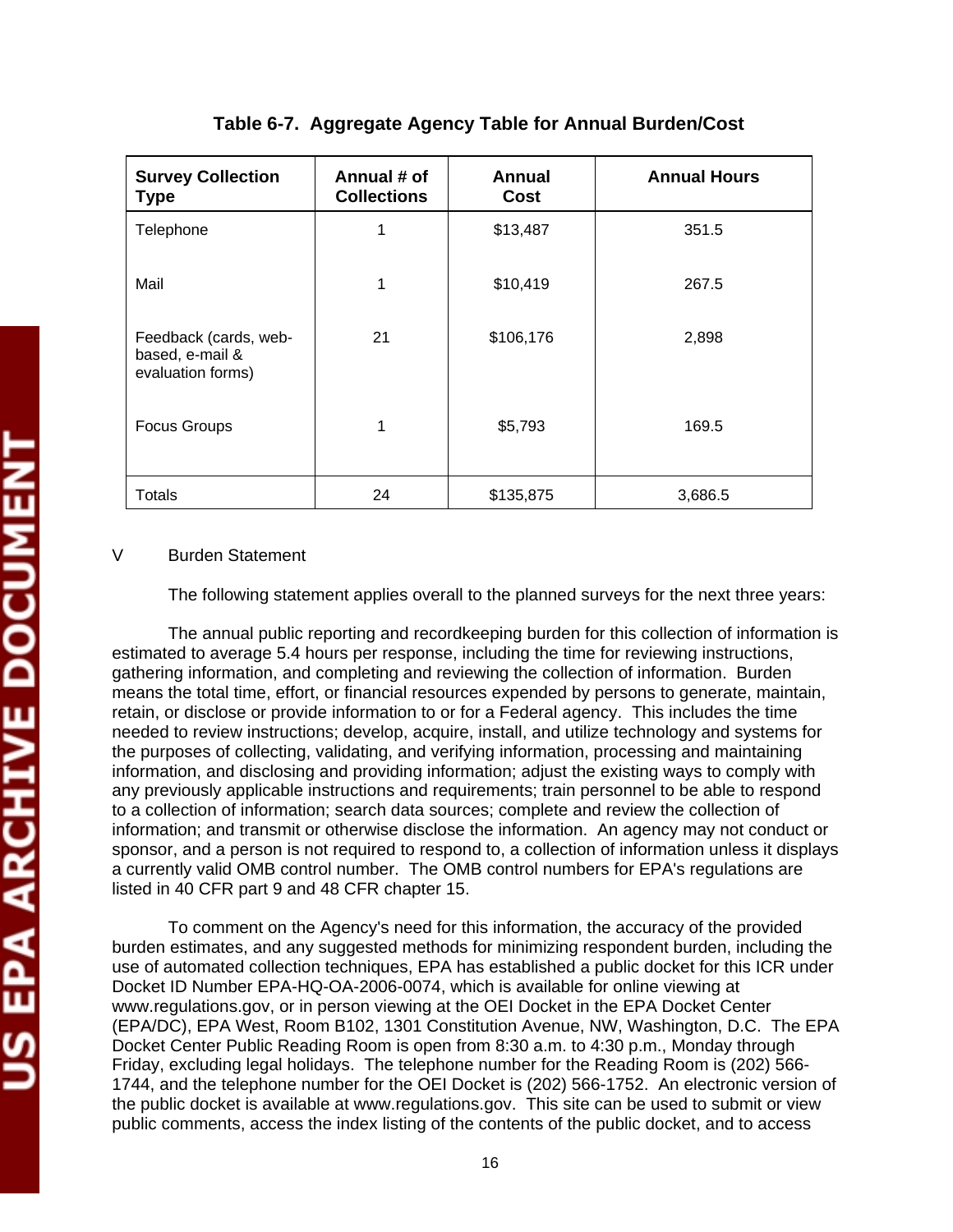**Table 6-7. Aggregate Agency Table for Annual Burden/Cost**

| Survey Collection Type | Annual # of Collections | Annual Cost | Annual Hours |
|---|---|---|---|
| Telephone | 1 | $13,487 | 351.5 |
| Mail | 1 | $10,419 | 267.5 |
| Feedback (cards, web-based, e-mail & evaluation forms) | 21 | $106,176 | 2,898 |
| Focus Groups | 1 | $5,793 | 169.5 |
| Totals | 24 | $135,875 | 3,686.5 |

V Burden Statement

The following statement applies overall to the planned surveys for the next three years:

The annual public reporting and recordkeeping burden for this collection of information is estimated to average 5.4 hours per response, including the time for reviewing instructions, gathering information, and completing and reviewing the collection of information. Burden means the total time, effort, or financial resources expended by persons to generate, maintain, retain, or disclose or provide information to or for a Federal agency. This includes the time needed to review instructions; develop, acquire, install, and utilize technology and systems for the purposes of collecting, validating, and verifying information, processing and maintaining information, and disclosing and providing information; adjust the existing ways to comply with any previously applicable instructions and requirements; train personnel to be able to respond to a collection of information; search data sources; complete and review the collection of information; and transmit or otherwise disclose the information. An agency may not conduct or sponsor, and a person is not required to respond to, a collection of information unless it displays a currently valid OMB control number. The OMB control numbers for EPA's regulations are listed in 40 CFR part 9 and 48 CFR chapter 15.

To comment on the Agency's need for this information, the accuracy of the provided burden estimates, and any suggested methods for minimizing respondent burden, including the use of automated collection techniques, EPA has established a public docket for this ICR under Docket ID Number EPA-HQ-OA-2006-0074, which is available for online viewing at www.regulations.gov, or in person viewing at the OEI Docket in the EPA Docket Center (EPA/DC), EPA West, Room B102, 1301 Constitution Avenue, NW, Washington, D.C. The EPA Docket Center Public Reading Room is open from 8:30 a.m. to 4:30 p.m., Monday through Friday, excluding legal holidays. The telephone number for the Reading Room is (202) 566-1744, and the telephone number for the OEI Docket is (202) 566-1752. An electronic version of the public docket is available at www.regulations.gov. This site can be used to submit or view public comments, access the index listing of the contents of the public docket, and to access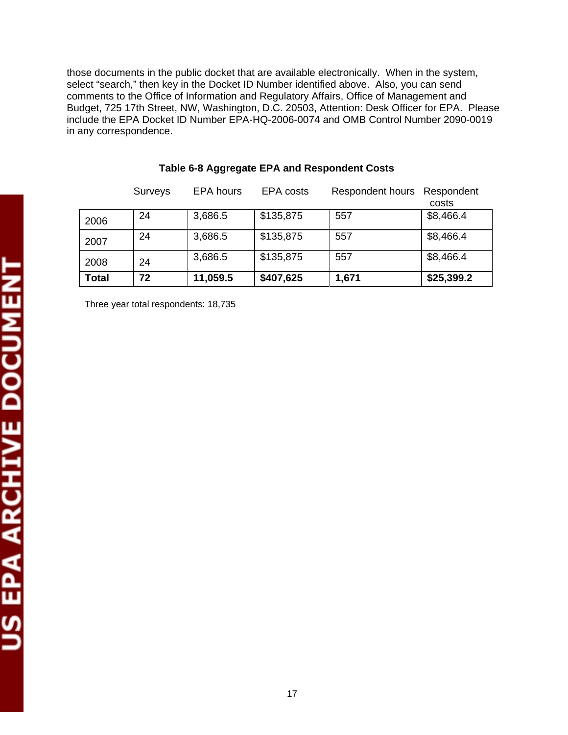those documents in the public docket that are available electronically. When in the system, select "search," then key in the Docket ID Number identified above. Also, you can send comments to the Office of Information and Regulatory Affairs, Office of Management and Budget, 725 17th Street, NW, Washington, D.C. 20503, Attention: Desk Officer for EPA. Please include the EPA Docket ID Number EPA-HQ-2006-0074 and OMB Control Number 2090-0019 in any correspondence.

**Table 6-8 Aggregate EPA and Respondent Costs**

| | Surveys | EPA hours | EPA costs | Respondent hours | Respondent costs |
|---|---|---|---|---|---|
| 2006 | 24 | 3,686.5 | $135,875 | 557 | $8,466.4 |
| 2007 | 24 | 3,686.5 | $135,875 | 557 | $8,466.4 |
| 2008 | 24 | 3,686.5 | $135,875 | 557 | $8,466.4 |
| **Total** | **72** | **11,059.5** | **$407,625** | **1,671** | **$25,399.2** |

Three year total respondents: 18,735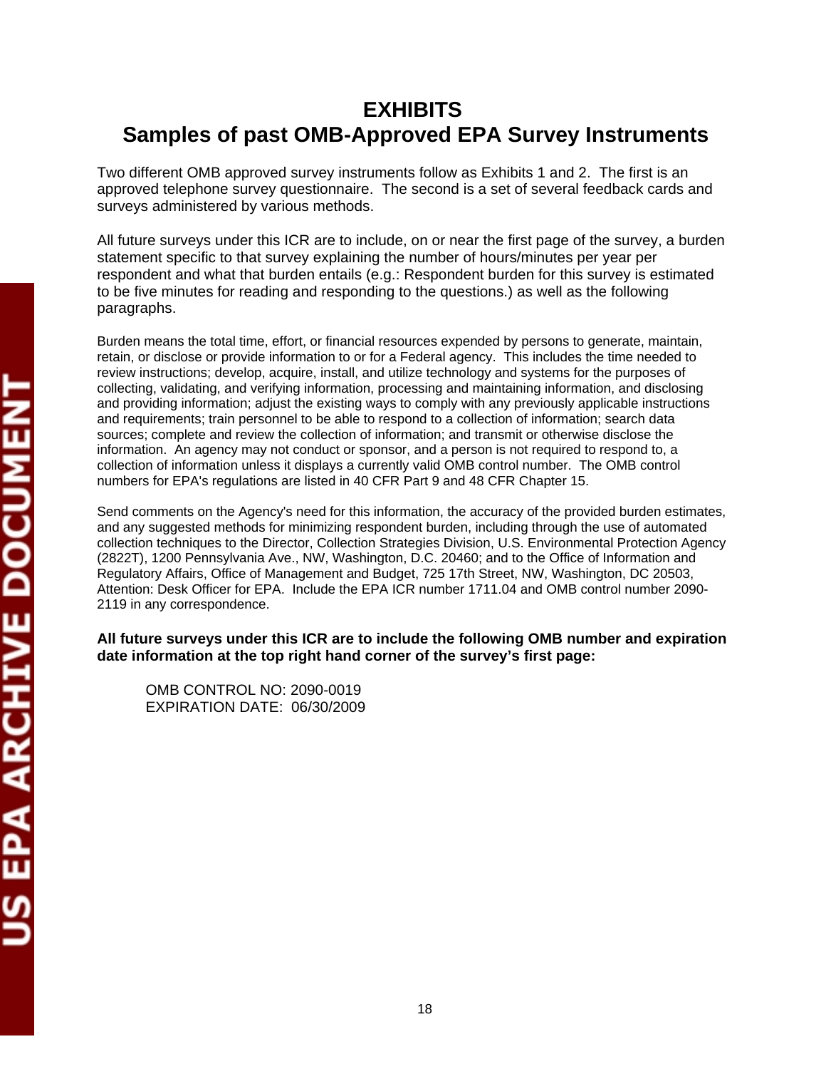# EXHIBITS

## Samples of past OMB-Approved EPA Survey Instruments

Two different OMB approved survey instruments follow as Exhibits 1 and 2. The first is an approved telephone survey questionnaire. The second is a set of several feedback cards and surveys administered by various methods.

All future surveys under this ICR are to include, on or near the first page of the survey, a burden statement specific to that survey explaining the number of hours/minutes per year per respondent and what that burden entails (e.g.: Respondent burden for this survey is estimated to be five minutes for reading and responding to the questions.) as well as the following paragraphs.

Burden means the total time, effort, or financial resources expended by persons to generate, maintain, retain, or disclose or provide information to or for a Federal agency. This includes the time needed to review instructions; develop, acquire, install, and utilize technology and systems for the purposes of collecting, validating, and verifying information, processing and maintaining information, and disclosing and providing information; adjust the existing ways to comply with any previously applicable instructions and requirements; train personnel to be able to respond to a collection of information; search data sources; complete and review the collection of information; and transmit or otherwise disclose the information. An agency may not conduct or sponsor, and a person is not required to respond to, a collection of information unless it displays a currently valid OMB control number. The OMB control numbers for EPA's regulations are listed in 40 CFR Part 9 and 48 CFR Chapter 15.

Send comments on the Agency's need for this information, the accuracy of the provided burden estimates, and any suggested methods for minimizing respondent burden, including through the use of automated collection techniques to the Director, Collection Strategies Division, U.S. Environmental Protection Agency (2822T), 1200 Pennsylvania Ave., NW, Washington, D.C. 20460; and to the Office of Information and Regulatory Affairs, Office of Management and Budget, 725 17th Street, NW, Washington, DC 20503, Attention: Desk Officer for EPA. Include the EPA ICR number 1711.04 and OMB control number 2090-2119 in any correspondence.

**All future surveys under this ICR are to include the following OMB number and expiration date information at the top right hand corner of the survey's first page:**

OMB CONTROL NO: 2090-0019
EXPIRATION DATE: 06/30/2009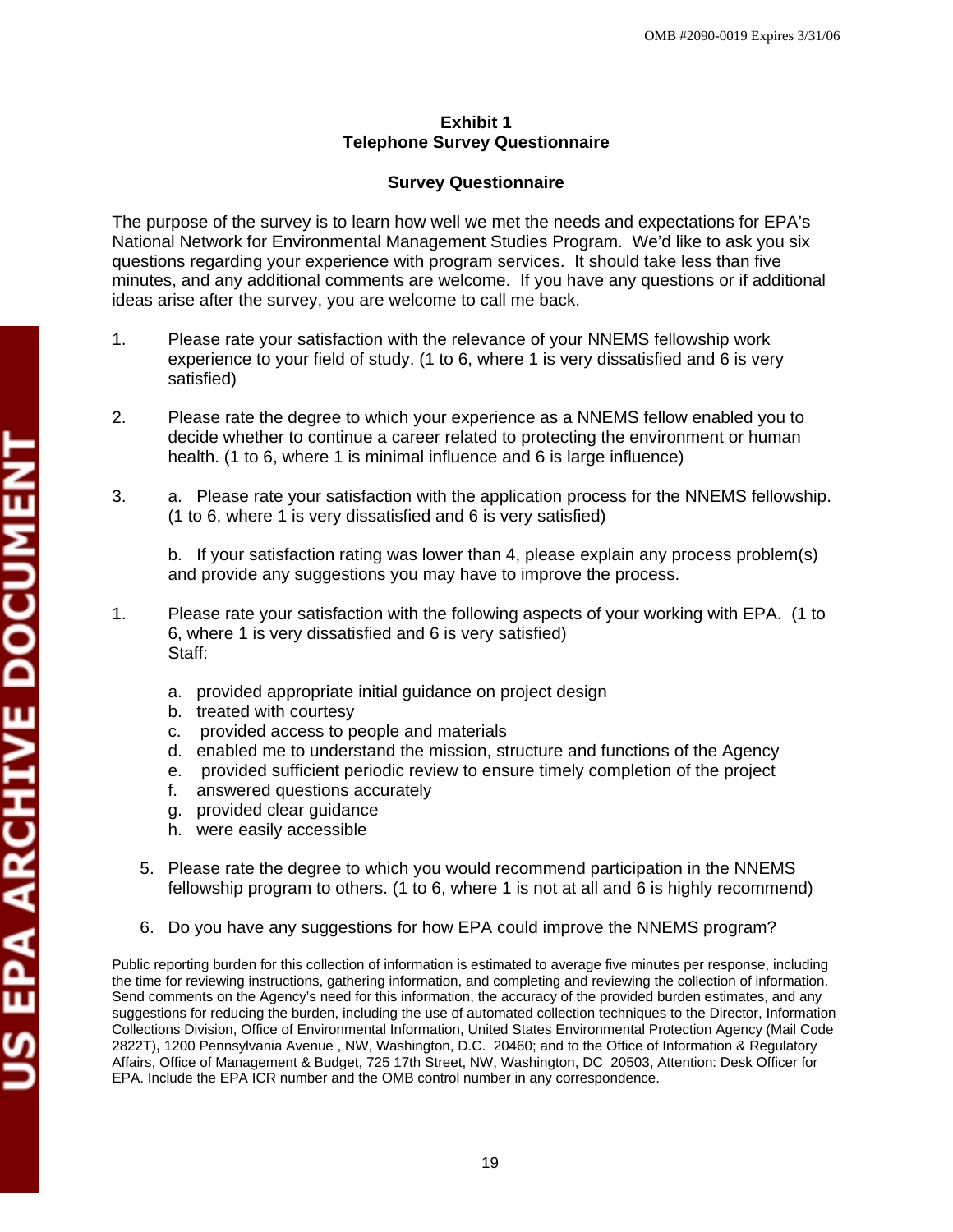OMB #2090-0019 Expires 3/31/06

**Exhibit 1**
**Telephone Survey Questionnaire**

**Survey Questionnaire**

The purpose of the survey is to learn how well we met the needs and expectations for EPA's National Network for Environmental Management Studies Program. We'd like to ask you six questions regarding your experience with program services. It should take less than five minutes, and any additional comments are welcome. If you have any questions or if additional ideas arise after the survey, you are welcome to call me back.

1. Please rate your satisfaction with the relevance of your NNEMS fellowship work experience to your field of study. (1 to 6, where 1 is very dissatisfied and 6 is very satisfied)

2. Please rate the degree to which your experience as a NNEMS fellow enabled you to decide whether to continue a career related to protecting the environment or human health. (1 to 6, where 1 is minimal influence and 6 is large influence)

3. a. Please rate your satisfaction with the application process for the NNEMS fellowship. (1 to 6, where 1 is very dissatisfied and 6 is very satisfied)

   b. If your satisfaction rating was lower than 4, please explain any process problem(s) and provide any suggestions you may have to improve the process.

1. Please rate your satisfaction with the following aspects of your working with EPA. (1 to 6, where 1 is very dissatisfied and 6 is very satisfied)
   Staff:

   a. provided appropriate initial guidance on project design
   b. treated with courtesy
   c. provided access to people and materials
   d. enabled me to understand the mission, structure and functions of the Agency
   e. provided sufficient periodic review to ensure timely completion of the project
   f. answered questions accurately
   g. provided clear guidance
   h. were easily accessible

5. Please rate the degree to which you would recommend participation in the NNEMS fellowship program to others. (1 to 6, where 1 is not at all and 6 is highly recommend)

6. Do you have any suggestions for how EPA could improve the NNEMS program?

Public reporting burden for this collection of information is estimated to average five minutes per response, including the time for reviewing instructions, gathering information, and completing and reviewing the collection of information. Send comments on the Agency's need for this information, the accuracy of the provided burden estimates, and any suggestions for reducing the burden, including the use of automated collection techniques to the Director, Information Collections Division, Office of Environmental Information, United States Environmental Protection Agency (Mail Code 2822T)**,** 1200 Pennsylvania Avenue , NW, Washington, D.C. 20460; and to the Office of Information & Regulatory Affairs, Office of Management & Budget, 725 17th Street, NW, Washington, DC 20503, Attention: Desk Officer for EPA. Include the EPA ICR number and the OMB control number in any correspondence.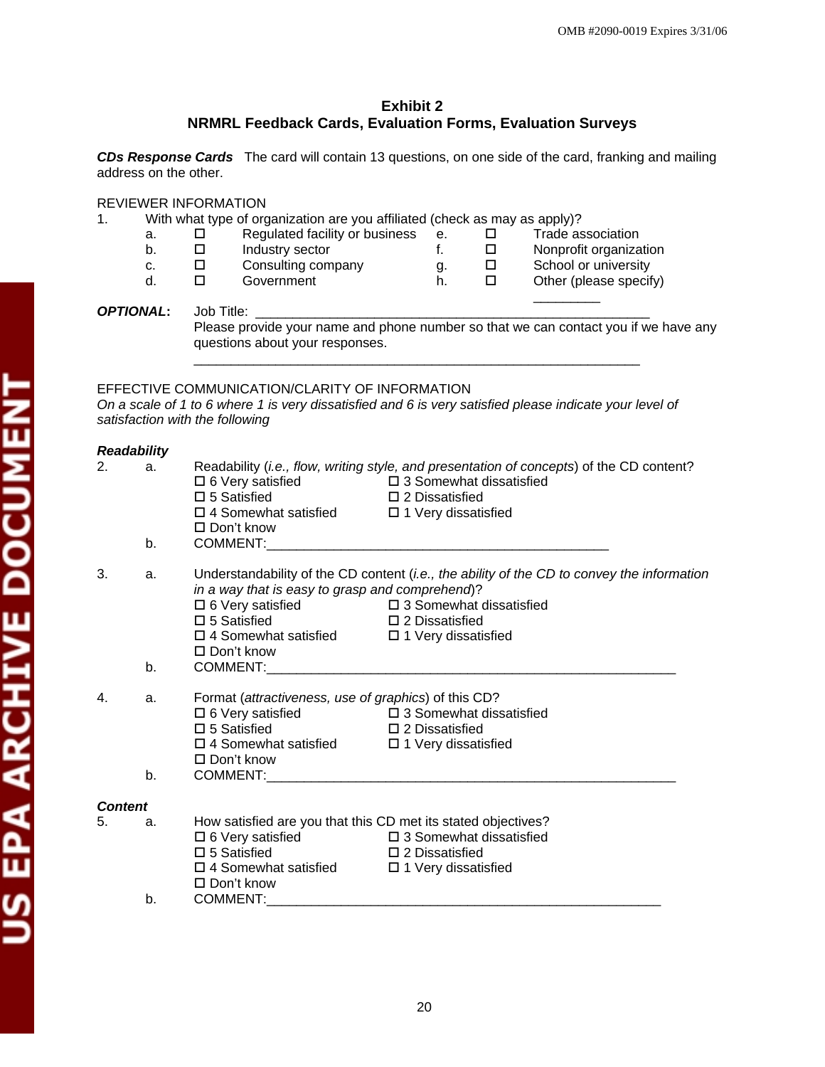OMB #2090-0019 Expires 3/31/06

## Exhibit 2
## NRMRL Feedback Cards, Evaluation Forms, Evaluation Surveys

***CDs Response Cards*** The card will contain 13 questions, on one side of the card, franking and mailing address on the other.

REVIEWER INFORMATION

1. With what type of organization are you affiliated (check as may as apply)?
   - a. ☐ Regulated facility or business
   - b. ☐ Industry sector
   - c. ☐ Consulting company
   - d. ☐ Government
   - e. ☐ Trade association
   - f. ☐ Nonprofit organization
   - g. ☐ School or university
   - h. ☐ Other (please specify) _________

***OPTIONAL:*** Job Title: ____________________________________________________
Please provide your name and phone number so that we can contact you if we have any questions about your responses.
_____________________________________________________________

EFFECTIVE COMMUNICATION/CLARITY OF INFORMATION

*On a scale of 1 to 6 where 1 is very dissatisfied and 6 is very satisfied please indicate your level of satisfaction with the following*

***Readability***

2. a. Readability (*i.e., flow, writing style, and presentation of concepts*) of the CD content?
   - ☐ 6 Very satisfied
   - ☐ 5 Satisfied
   - ☐ 4 Somewhat satisfied
   - ☐ Don't know
   - ☐ 3 Somewhat dissatisfied
   - ☐ 2 Dissatisfied
   - ☐ 1 Very dissatisfied

   b. COMMENT:______________________________________________

3. a. Understandability of the CD content (*i.e., the ability of the CD to convey the information in a way that is easy to grasp and comprehend*)?
   - ☐ 6 Very satisfied
   - ☐ 5 Satisfied
   - ☐ 4 Somewhat satisfied
   - ☐ Don't know
   - ☐ 3 Somewhat dissatisfied
   - ☐ 2 Dissatisfied
   - ☐ 1 Very dissatisfied

   b. COMMENT:________________________________________________________

4. a. Format (*attractiveness, use of graphics*) of this CD?
   - ☐ 6 Very satisfied
   - ☐ 5 Satisfied
   - ☐ 4 Somewhat satisfied
   - ☐ Don't know
   - ☐ 3 Somewhat dissatisfied
   - ☐ 2 Dissatisfied
   - ☐ 1 Very dissatisfied

   b. COMMENT:________________________________________________________

***Content***

5. a. How satisfied are you that this CD met its stated objectives?
   - ☐ 6 Very satisfied
   - ☐ 5 Satisfied
   - ☐ 4 Somewhat satisfied
   - ☐ Don't know
   - ☐ 3 Somewhat dissatisfied
   - ☐ 2 Dissatisfied
   - ☐ 1 Very dissatisfied

   b. COMMENT:______________________________________________________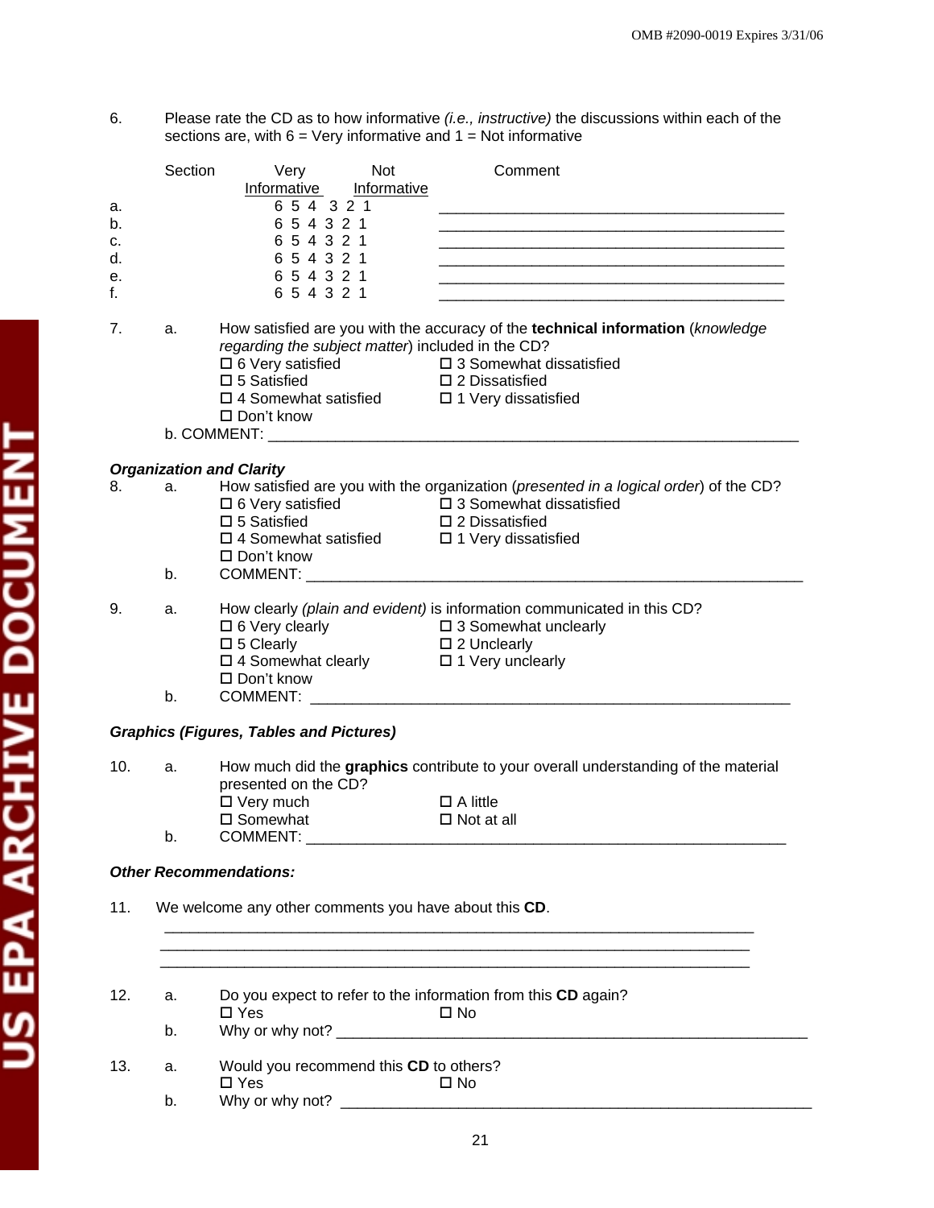6. Please rate the CD as to how informative *(i.e., instructive)* the discussions within each of the sections are, with 6 = Very informative and 1 = Not informative

| | Section | Very Informative — Not Informative | Comment |
|---|---|---|---|
| a. | | 6 5 4 3 2 1 | ________________________________________ |
| b. | | 6 5 4 3 2 1 | ________________________________________ |
| c. | | 6 5 4 3 2 1 | ________________________________________ |
| d. | | 6 5 4 3 2 1 | ________________________________________ |
| e. | | 6 5 4 3 2 1 | ________________________________________ |
| f. | | 6 5 4 3 2 1 | ________________________________________ |

7. a. How satisfied are you with the accuracy of the **technical information** (*knowledge regarding the subject matter*) included in the CD?

- ☐ 6 Very satisfied
- ☐ 5 Satisfied
- ☐ 4 Somewhat satisfied
- ☐ 3 Somewhat dissatisfied
- ☐ 2 Dissatisfied
- ☐ 1 Very dissatisfied
- ☐ Don't know

b. COMMENT: ______________________________________________________________

***Organization and Clarity***

8. a. How satisfied are you with the organization (*presented in a logical order*) of the CD?

- ☐ 6 Very satisfied
- ☐ 5 Satisfied
- ☐ 4 Somewhat satisfied
- ☐ 3 Somewhat dissatisfied
- ☐ 2 Dissatisfied
- ☐ 1 Very dissatisfied
- ☐ Don't know

b. COMMENT: ______________________________________________________________

9. a. How clearly *(plain and evident)* is information communicated in this CD?

- ☐ 6 Very clearly
- ☐ 5 Clearly
- ☐ 4 Somewhat clearly
- ☐ 3 Somewhat unclearly
- ☐ 2 Unclearly
- ☐ 1 Very unclearly
- ☐ Don't know

b. COMMENT: ______________________________________________________________

***Graphics (Figures, Tables and Pictures)***

10. a. How much did the **graphics** contribute to your overall understanding of the material presented on the CD?

- ☐ Very much
- ☐ Somewhat
- ☐ A little
- ☐ Not at all

b. COMMENT: ______________________________________________________________

***Other Recommendations:***

11. We welcome any other comments you have about this **CD**.

____________________________________________________________________
____________________________________________________________________
____________________________________________________________________

12. a. Do you expect to refer to the information from this **CD** again?

- ☐ Yes
- ☐ No

b. Why or why not? ______________________________________________________

13. a. Would you recommend this **CD** to others?

- ☐ Yes
- ☐ No

b. Why or why not? ______________________________________________________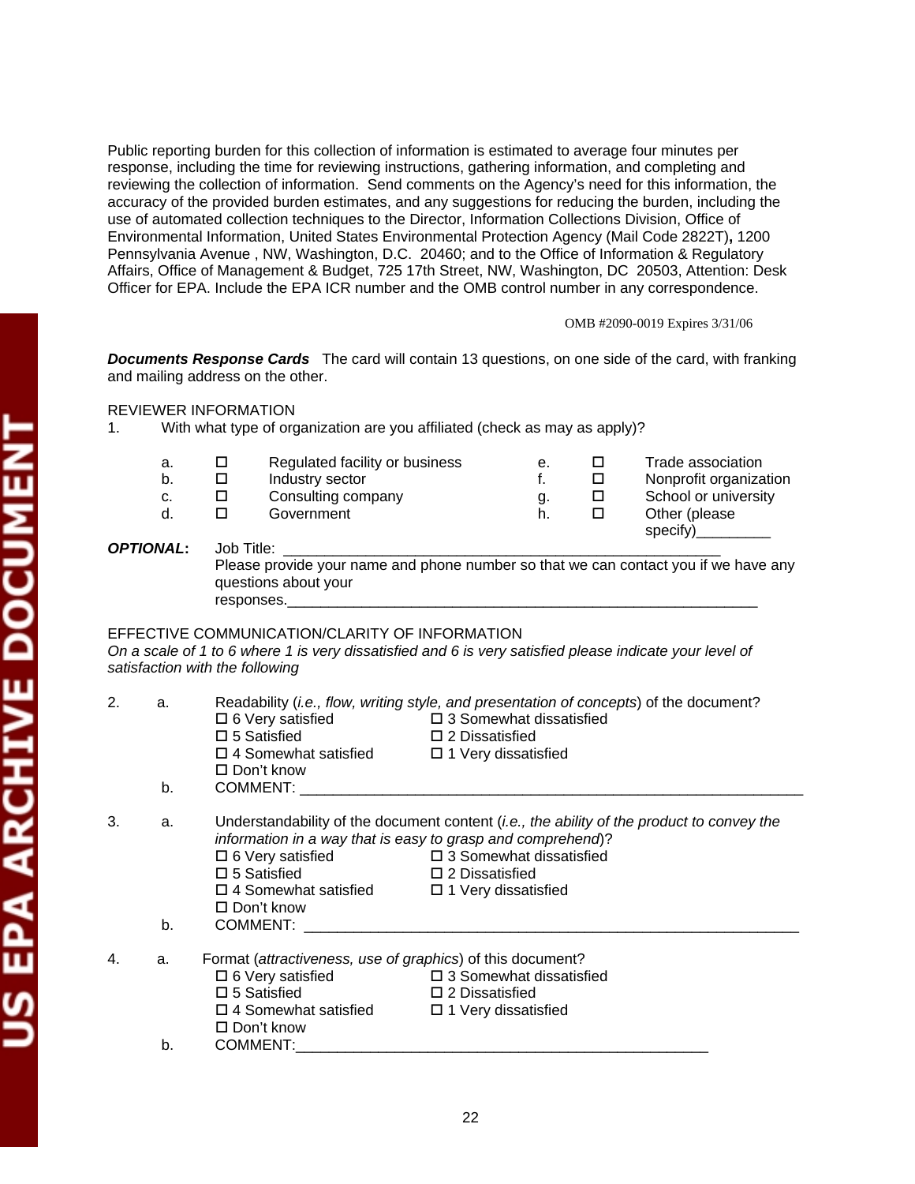Public reporting burden for this collection of information is estimated to average four minutes per response, including the time for reviewing instructions, gathering information, and completing and reviewing the collection of information. Send comments on the Agency's need for this information, the accuracy of the provided burden estimates, and any suggestions for reducing the burden, including the use of automated collection techniques to the Director, Information Collections Division, Office of Environmental Information, United States Environmental Protection Agency (Mail Code 2822T)**,** 1200 Pennsylvania Avenue , NW, Washington, D.C. 20460; and to the Office of Information & Regulatory Affairs, Office of Management & Budget, 725 17th Street, NW, Washington, DC 20503, Attention: Desk Officer for EPA. Include the EPA ICR number and the OMB control number in any correspondence.

OMB #2090-0019 Expires 3/31/06

***Documents Response Cards*** The card will contain 13 questions, on one side of the card, with franking and mailing address on the other.

REVIEWER INFORMATION

1. With what type of organization are you affiliated (check as may as apply)?

   a. ☐ Regulated facility or business
   b. ☐ Industry sector
   c. ☐ Consulting company
   d. ☐ Government
   e. ☐ Trade association
   f. ☐ Nonprofit organization
   g. ☐ School or university
   h. ☐ Other (please specify)_________

***OPTIONAL*:** Job Title: ______________________________________________________

Please provide your name and phone number so that we can contact you if we have any questions about your responses.___________________________________________________________

EFFECTIVE COMMUNICATION/CLARITY OF INFORMATION

*On a scale of 1 to 6 where 1 is very dissatisfied and 6 is very satisfied please indicate your level of satisfaction with the following*

2. a. Readability (*i.e., flow, writing style, and presentation of concepts*) of the document?

   ☐ 6 Very satisfied
   ☐ 5 Satisfied
   ☐ 4 Somewhat satisfied
   ☐ 3 Somewhat dissatisfied
   ☐ 2 Dissatisfied
   ☐ 1 Very dissatisfied
   ☐ Don't know

   b. COMMENT: ______________________________________________________________

3. a. Understandability of the document content (*i.e., the ability of the product to convey the information in a way that is easy to grasp and comprehend*)?

   ☐ 6 Very satisfied
   ☐ 5 Satisfied
   ☐ 4 Somewhat satisfied
   ☐ 3 Somewhat dissatisfied
   ☐ 2 Dissatisfied
   ☐ 1 Very dissatisfied
   ☐ Don't know

   b. COMMENT: ______________________________________________________________

4. a. Format (*attractiveness, use of graphics*) of this document?

   ☐ 6 Very satisfied
   ☐ 5 Satisfied
   ☐ 4 Somewhat satisfied
   ☐ 3 Somewhat dissatisfied
   ☐ 2 Dissatisfied
   ☐ 1 Very dissatisfied
   ☐ Don't know

   b. COMMENT:_____________________________________________________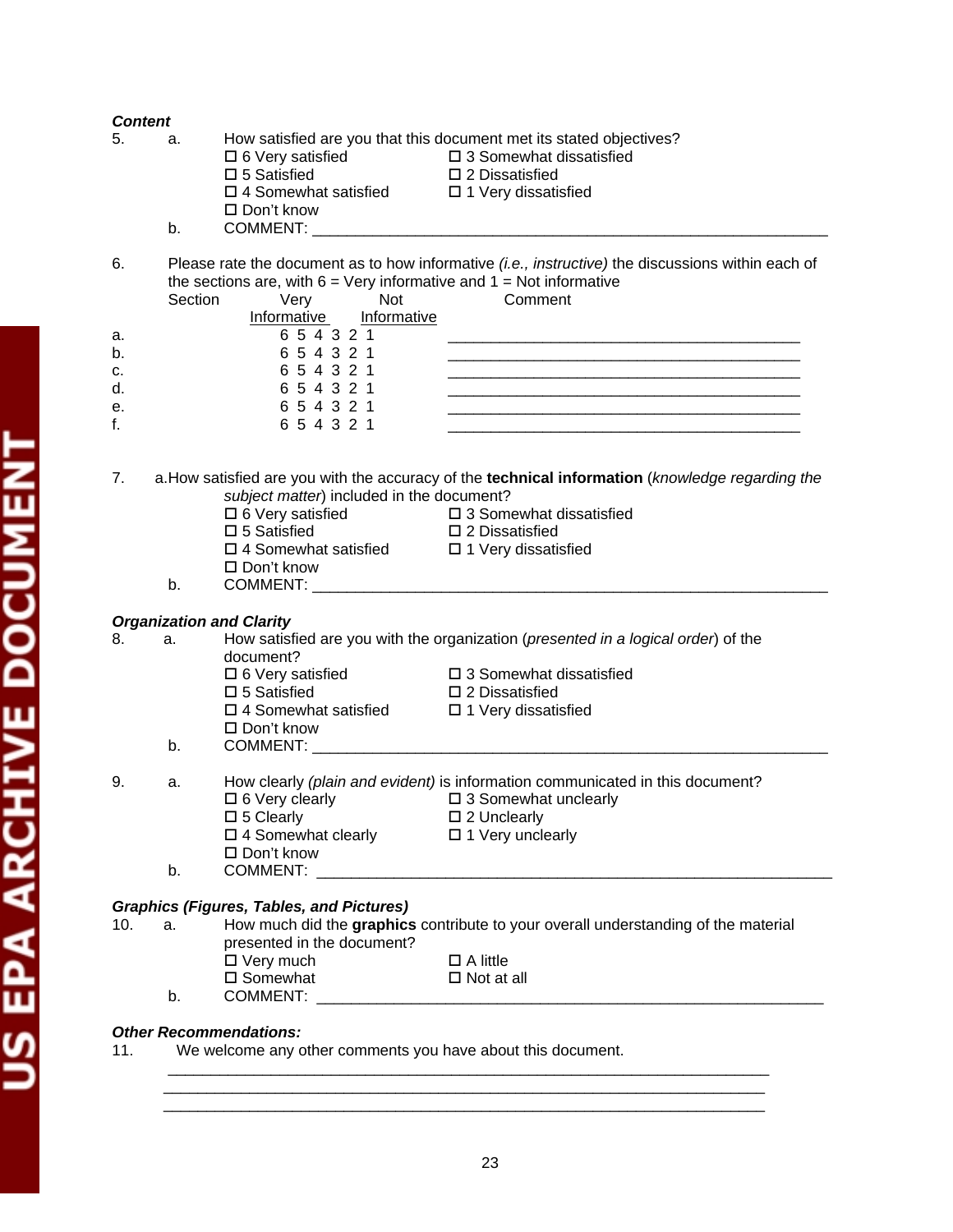### *Content*

5. a. How satisfied are you that this document met its stated objectives?

   ☐ 6 Very satisfied ☐ 3 Somewhat dissatisfied
   ☐ 5 Satisfied ☐ 2 Dissatisfied
   ☐ 4 Somewhat satisfied ☐ 1 Very dissatisfied
   ☐ Don't know

   b. COMMENT: ____________________________________________________________

6. Please rate the document as to how informative *(i.e., instructive)* the discussions within each of the sections are, with 6 = Very informative and 1 = Not informative

| Section | Very Informative — Not Informative | Comment |
|---|---|---|
| a. | 6 5 4 3 2 1 | ________________________________________ |
| b. | 6 5 4 3 2 1 | ________________________________________ |
| c. | 6 5 4 3 2 1 | ________________________________________ |
| d. | 6 5 4 3 2 1 | ________________________________________ |
| e. | 6 5 4 3 2 1 | ________________________________________ |
| f. | 6 5 4 3 2 1 | ________________________________________ |

7. a. How satisfied are you with the accuracy of the **technical information** (*knowledge regarding the subject matter*) included in the document?

   ☐ 6 Very satisfied ☐ 3 Somewhat dissatisfied
   ☐ 5 Satisfied ☐ 2 Dissatisfied
   ☐ 4 Somewhat satisfied ☐ 1 Very dissatisfied
   ☐ Don't know

   b. COMMENT: ____________________________________________________________

### *Organization and Clarity*

8. a. How satisfied are you with the organization (*presented in a logical order*) of the document?

   ☐ 6 Very satisfied ☐ 3 Somewhat dissatisfied
   ☐ 5 Satisfied ☐ 2 Dissatisfied
   ☐ 4 Somewhat satisfied ☐ 1 Very dissatisfied
   ☐ Don't know

   b. COMMENT: ____________________________________________________________

9. a. How clearly *(plain and evident)* is information communicated in this document?

   ☐ 6 Very clearly ☐ 3 Somewhat unclearly
   ☐ 5 Clearly ☐ 2 Unclearly
   ☐ 4 Somewhat clearly ☐ 1 Very unclearly
   ☐ Don't know

   b. COMMENT: ____________________________________________________________

### *Graphics (Figures, Tables, and Pictures)*

10. a. How much did the **graphics** contribute to your overall understanding of the material presented in the document?

   ☐ Very much ☐ A little
   ☐ Somewhat ☐ Not at all

   b. COMMENT: ____________________________________________________________

### *Other Recommendations:*

11. We welcome any other comments you have about this document.

   ______________________________________________________________________
   ______________________________________________________________________
   ______________________________________________________________________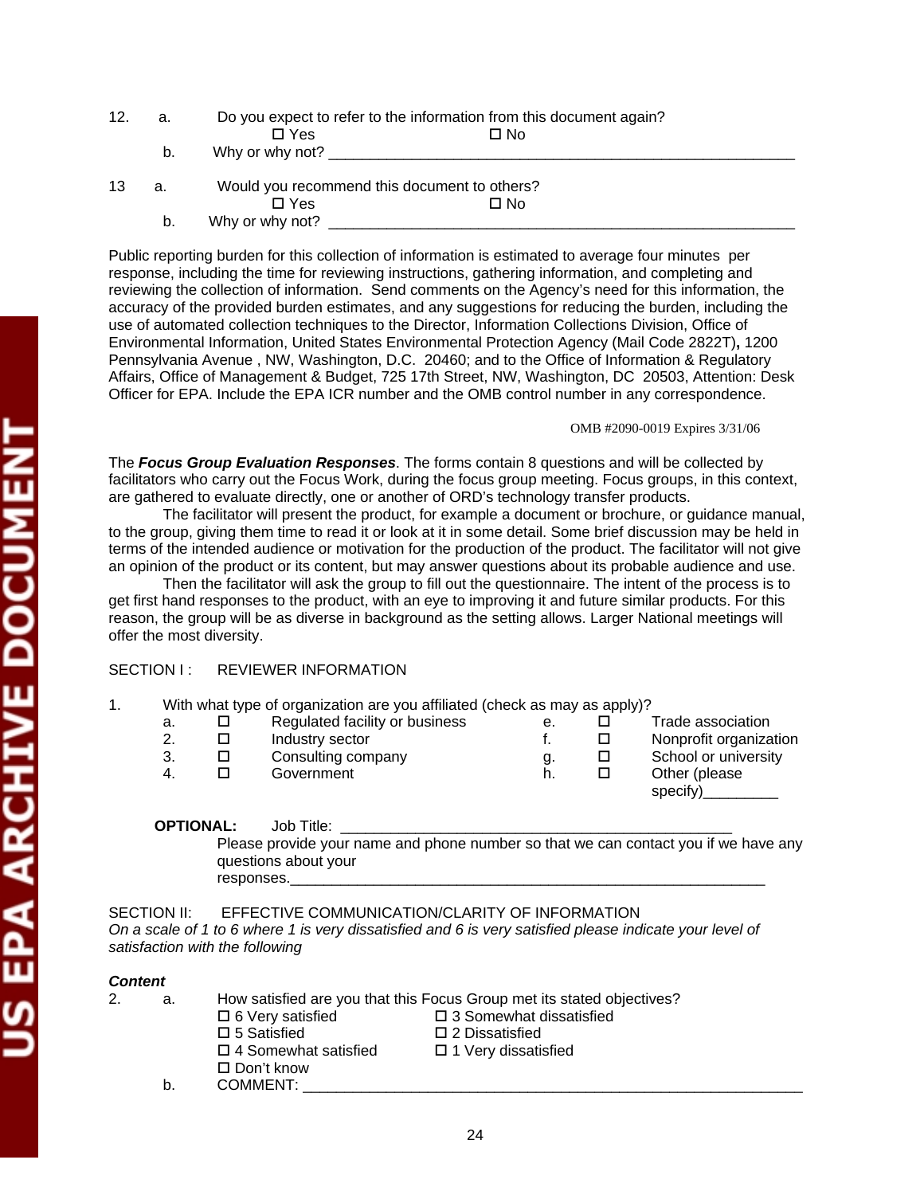12. a. Do you expect to refer to the information from this document again?

    ☐ Yes ☐ No

    b. Why or why not? ___________________________________________________________

13 a. Would you recommend this document to others?

    ☐ Yes ☐ No

    b. Why or why not? ___________________________________________________________

Public reporting burden for this collection of information is estimated to average four minutes per response, including the time for reviewing instructions, gathering information, and completing and reviewing the collection of information. Send comments on the Agency's need for this information, the accuracy of the provided burden estimates, and any suggestions for reducing the burden, including the use of automated collection techniques to the Director, Information Collections Division, Office of Environmental Information, United States Environmental Protection Agency (Mail Code 2822T), 1200 Pennsylvania Avenue , NW, Washington, D.C. 20460; and to the Office of Information & Regulatory Affairs, Office of Management & Budget, 725 17th Street, NW, Washington, DC 20503, Attention: Desk Officer for EPA. Include the EPA ICR number and the OMB control number in any correspondence.

OMB #2090-0019 Expires 3/31/06

The ***Focus Group Evaluation Responses***. The forms contain 8 questions and will be collected by facilitators who carry out the Focus Work, during the focus group meeting. Focus groups, in this context, are gathered to evaluate directly, one or another of ORD's technology transfer products.

The facilitator will present the product, for example a document or brochure, or guidance manual, to the group, giving them time to read it or look at it in some detail. Some brief discussion may be held in terms of the intended audience or motivation for the production of the product. The facilitator will not give an opinion of the product or its content, but may answer questions about its probable audience and use.

Then the facilitator will ask the group to fill out the questionnaire. The intent of the process is to get first hand responses to the product, with an eye to improving it and future similar products. For this reason, the group will be as diverse in background as the setting allows. Larger National meetings will offer the most diversity.

SECTION I : REVIEWER INFORMATION

1. With what type of organization are you affiliated (check as may as apply)?

    a. ☐ Regulated facility or business
    2. ☐ Industry sector
    3. ☐ Consulting company
    4. ☐ Government
    e. ☐ Trade association
    f. ☐ Nonprofit organization
    g. ☐ School or university
    h. ☐ Other (please specify)_________

**OPTIONAL:** Job Title: ________________________________________________

Please provide your name and phone number so that we can contact you if we have any questions about your responses.____________________________________________________________

SECTION II: EFFECTIVE COMMUNICATION/CLARITY OF INFORMATION

*On a scale of 1 to 6 where 1 is very dissatisfied and 6 is very satisfied please indicate your level of satisfaction with the following*

***Content***

2. a. How satisfied are you that this Focus Group met its stated objectives?

    ☐ 6 Very satisfied
    ☐ 5 Satisfied
    ☐ 4 Somewhat satisfied
    ☐ 3 Somewhat dissatisfied
    ☐ 2 Dissatisfied
    ☐ 1 Very dissatisfied
    ☐ Don't know

    b. COMMENT: ________________________________________________________________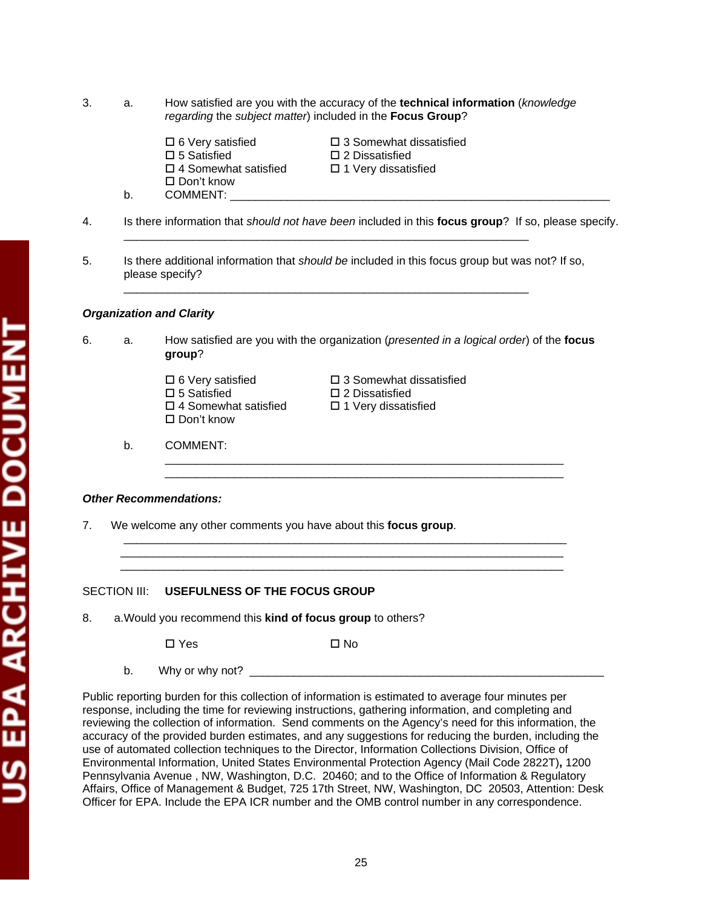3. a. How satisfied are you with the accuracy of the **technical information** (*knowledge regarding* the *subject matter*) included in the **Focus Group**?

   ☐ 6 Very satisfied   ☐ 3 Somewhat dissatisfied
   ☐ 5 Satisfied   ☐ 2 Dissatisfied
   ☐ 4 Somewhat satisfied   ☐ 1 Very dissatisfied
   ☐ Don't know

   b. COMMENT: ____________________________________________________________

4. Is there information that *should not have been* included in this **focus group**? If so, please specify.
   _________________________________________________________________

5. Is there additional information that *should be* included in this focus group but was not? If so, please specify?
   _________________________________________________________________

***Organization and Clarity***

6. a. How satisfied are you with the organization (*presented in a logical order*) of the **focus group**?

   ☐ 6 Very satisfied   ☐ 3 Somewhat dissatisfied
   ☐ 5 Satisfied   ☐ 2 Dissatisfied
   ☐ 4 Somewhat satisfied   ☐ 1 Very dissatisfied
   ☐ Don't know

   b. COMMENT:
   _________________________________________________________________
   _________________________________________________________________

***Other Recommendations:***

7. We welcome any other comments you have about this **focus group**.
   _______________________________________________________________________
   _______________________________________________________________________
   _______________________________________________________________________

SECTION III: **USEFULNESS OF THE FOCUS GROUP**

8. a. Would you recommend this **kind of focus group** to others?

   ☐ Yes   ☐ No

   b. Why or why not? ________________________________________________________

Public reporting burden for this collection of information is estimated to average four minutes per response, including the time for reviewing instructions, gathering information, and completing and reviewing the collection of information. Send comments on the Agency's need for this information, the accuracy of the provided burden estimates, and any suggestions for reducing the burden, including the use of automated collection techniques to the Director, Information Collections Division, Office of Environmental Information, United States Environmental Protection Agency (Mail Code 2822T)**,** 1200 Pennsylvania Avenue , NW, Washington, D.C. 20460; and to the Office of Information & Regulatory Affairs, Office of Management & Budget, 725 17th Street, NW, Washington, DC 20503, Attention: Desk Officer for EPA. Include the EPA ICR number and the OMB control number in any correspondence.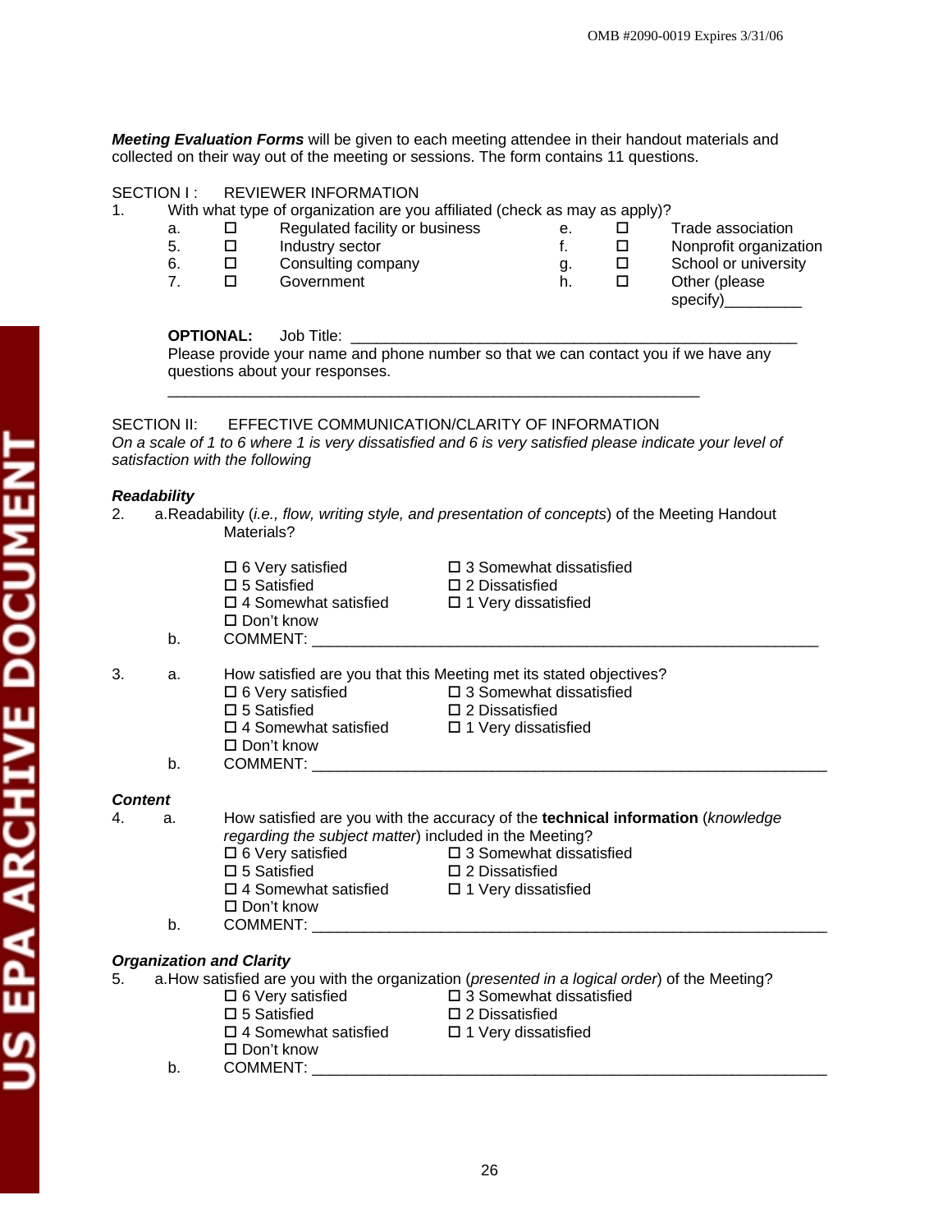**Meeting Evaluation Forms** will be given to each meeting attendee in their handout materials and collected on their way out of the meeting or sessions. The form contains 11 questions.

SECTION I : REVIEWER INFORMATION

1. With what type of organization are you affiliated (check as may as apply)?

   a. ☐ Regulated facility or business
   5. ☐ Industry sector
   6. ☐ Consulting company
   7. ☐ Government
   e. ☐ Trade association
   f. ☐ Nonprofit organization
   g. ☐ School or university
   h. ☐ Other (please specify)_________

**OPTIONAL:** Job Title: ____________________________________________________

Please provide your name and phone number so that we can contact you if we have any questions about your responses.

_______________________________________________________________

SECTION II: EFFECTIVE COMMUNICATION/CLARITY OF INFORMATION

*On a scale of 1 to 6 where 1 is very dissatisfied and 6 is very satisfied please indicate your level of satisfaction with the following*

***Readability***

2. a. Readability (*i.e., flow, writing style, and presentation of concepts*) of the Meeting Handout Materials?

   ☐ 6 Very satisfied
   ☐ 5 Satisfied
   ☐ 4 Somewhat satisfied
   ☐ Don't know
   ☐ 3 Somewhat dissatisfied
   ☐ 2 Dissatisfied
   ☐ 1 Very dissatisfied

   b. COMMENT: ____________________________________________________________

3. a. How satisfied are you that this Meeting met its stated objectives?

   ☐ 6 Very satisfied
   ☐ 5 Satisfied
   ☐ 4 Somewhat satisfied
   ☐ Don't know
   ☐ 3 Somewhat dissatisfied
   ☐ 2 Dissatisfied
   ☐ 1 Very dissatisfied

   b. COMMENT: ____________________________________________________________

***Content***

4. a. How satisfied are you with the accuracy of the **technical information** (*knowledge regarding the subject matter*) included in the Meeting?

   ☐ 6 Very satisfied
   ☐ 5 Satisfied
   ☐ 4 Somewhat satisfied
   ☐ Don't know
   ☐ 3 Somewhat dissatisfied
   ☐ 2 Dissatisfied
   ☐ 1 Very dissatisfied

   b. COMMENT: ____________________________________________________________

***Organization and Clarity***

5. a. How satisfied are you with the organization (*presented in a logical order*) of the Meeting?

   ☐ 6 Very satisfied
   ☐ 5 Satisfied
   ☐ 4 Somewhat satisfied
   ☐ Don't know
   ☐ 3 Somewhat dissatisfied
   ☐ 2 Dissatisfied
   ☐ 1 Very dissatisfied

   b. COMMENT: ____________________________________________________________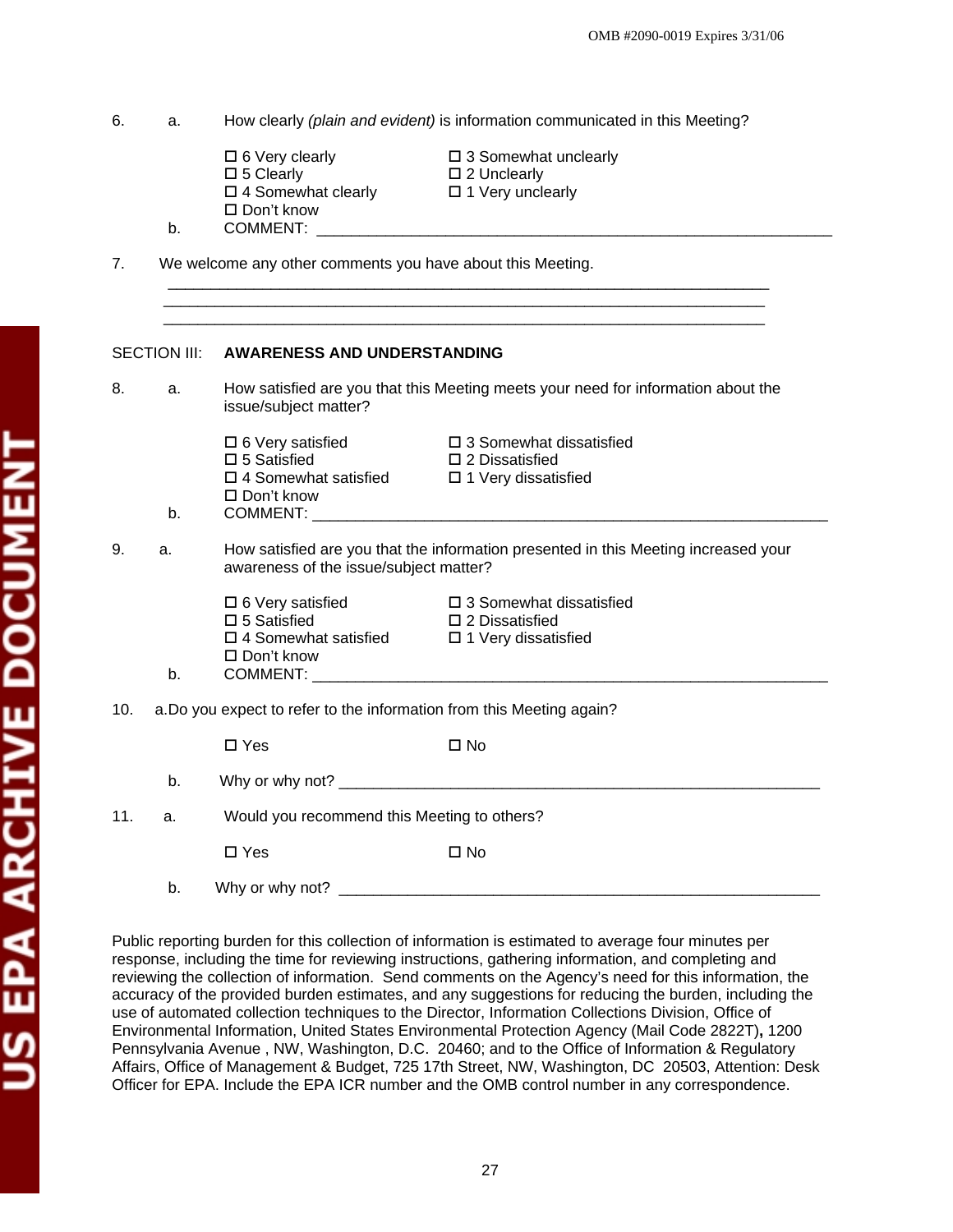6. a. How clearly *(plain and evident)* is information communicated in this Meeting?

   - ☐ 6 Very clearly
   - ☐ 5 Clearly
   - ☐ 4 Somewhat clearly
   - ☐ 3 Somewhat unclearly
   - ☐ 2 Unclearly
   - ☐ 1 Very unclearly
   - ☐ Don't know

   b. COMMENT: ______________________________________________________________

7. We welcome any other comments you have about this Meeting.

   ______________________________________________________________________
   ______________________________________________________________________
   ______________________________________________________________________

## SECTION III: AWARENESS AND UNDERSTANDING

8. a. How satisfied are you that this Meeting meets your need for information about the issue/subject matter?

   - ☐ 6 Very satisfied
   - ☐ 5 Satisfied
   - ☐ 4 Somewhat satisfied
   - ☐ 3 Somewhat dissatisfied
   - ☐ 2 Dissatisfied
   - ☐ 1 Very dissatisfied
   - ☐ Don't know

   b. COMMENT: ______________________________________________________________

9. a. How satisfied are you that the information presented in this Meeting increased your awareness of the issue/subject matter?

   - ☐ 6 Very satisfied
   - ☐ 5 Satisfied
   - ☐ 4 Somewhat satisfied
   - ☐ 3 Somewhat dissatisfied
   - ☐ 2 Dissatisfied
   - ☐ 1 Very dissatisfied
   - ☐ Don't know

   b. COMMENT: ______________________________________________________________

10. a. Do you expect to refer to the information from this Meeting again?

    - ☐ Yes
    - ☐ No

    b. Why or why not? _______________________________________________________

11. a. Would you recommend this Meeting to others?

    - ☐ Yes
    - ☐ No

    b. Why or why not? _______________________________________________________

Public reporting burden for this collection of information is estimated to average four minutes per response, including the time for reviewing instructions, gathering information, and completing and reviewing the collection of information. Send comments on the Agency's need for this information, the accuracy of the provided burden estimates, and any suggestions for reducing the burden, including the use of automated collection techniques to the Director, Information Collections Division, Office of Environmental Information, United States Environmental Protection Agency (Mail Code 2822T)**,** 1200 Pennsylvania Avenue , NW, Washington, D.C. 20460; and to the Office of Information & Regulatory Affairs, Office of Management & Budget, 725 17th Street, NW, Washington, DC 20503, Attention: Desk Officer for EPA. Include the EPA ICR number and the OMB control number in any correspondence.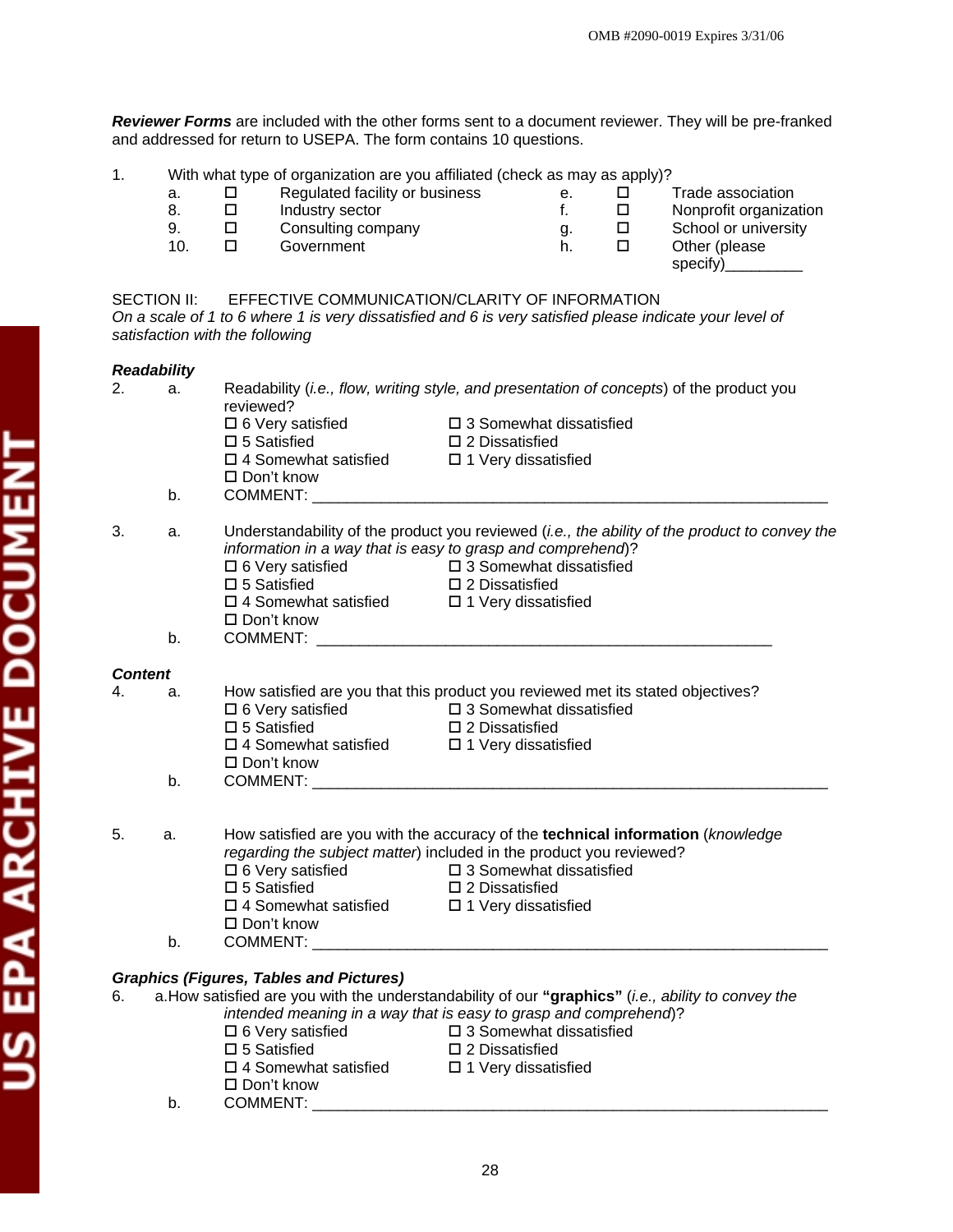OMB #2090-0019 Expires 3/31/06

***Reviewer Forms*** are included with the other forms sent to a document reviewer. They will be pre-franked and addressed for return to USEPA. The form contains 10 questions.

1. With what type of organization are you affiliated (check as may as apply)?

| | | | | | |
|---|---|---|---|---|---|
| a. | ☐ | Regulated facility or business | e. | ☐ | Trade association |
| 8. | ☐ | Industry sector | f. | ☐ | Nonprofit organization |
| 9. | ☐ | Consulting company | g. | ☐ | School or university |
| 10. | ☐ | Government | h. | ☐ | Other (please specify)_________ |

SECTION II: EFFECTIVE COMMUNICATION/CLARITY OF INFORMATION

*On a scale of 1 to 6 where 1 is very dissatisfied and 6 is very satisfied please indicate your level of satisfaction with the following*

***Readability***

2. a. Readability (*i.e., flow, writing style, and presentation of concepts*) of the product you reviewed?

   ☐ 6 Very satisfied ☐ 3 Somewhat dissatisfied
   ☐ 5 Satisfied ☐ 2 Dissatisfied
   ☐ 4 Somewhat satisfied ☐ 1 Very dissatisfied
   ☐ Don't know

   b. COMMENT: ____________________________________________________________

3. a. Understandability of the product you reviewed (*i.e., the ability of the product to convey the information in a way that is easy to grasp and comprehend*)?

   ☐ 6 Very satisfied ☐ 3 Somewhat dissatisfied
   ☐ 5 Satisfied ☐ 2 Dissatisfied
   ☐ 4 Somewhat satisfied ☐ 1 Very dissatisfied
   ☐ Don't know

   b. COMMENT: ______________________________________________________

***Content***

4. a. How satisfied are you that this product you reviewed met its stated objectives?

   ☐ 6 Very satisfied ☐ 3 Somewhat dissatisfied
   ☐ 5 Satisfied ☐ 2 Dissatisfied
   ☐ 4 Somewhat satisfied ☐ 1 Very dissatisfied
   ☐ Don't know

   b. COMMENT: ____________________________________________________________

5. a. How satisfied are you with the accuracy of the **technical information** (*knowledge regarding the subject matter*) included in the product you reviewed?

   ☐ 6 Very satisfied ☐ 3 Somewhat dissatisfied
   ☐ 5 Satisfied ☐ 2 Dissatisfied
   ☐ 4 Somewhat satisfied ☐ 1 Very dissatisfied
   ☐ Don't know

   b. COMMENT: ____________________________________________________________

***Graphics (Figures, Tables and Pictures)***

6. a. How satisfied are you with the understandability of our **"graphics"** (*i.e., ability to convey the intended meaning in a way that is easy to grasp and comprehend*)?

   ☐ 6 Very satisfied ☐ 3 Somewhat dissatisfied
   ☐ 5 Satisfied ☐ 2 Dissatisfied
   ☐ 4 Somewhat satisfied ☐ 1 Very dissatisfied
   ☐ Don't know

   b. COMMENT: ____________________________________________________________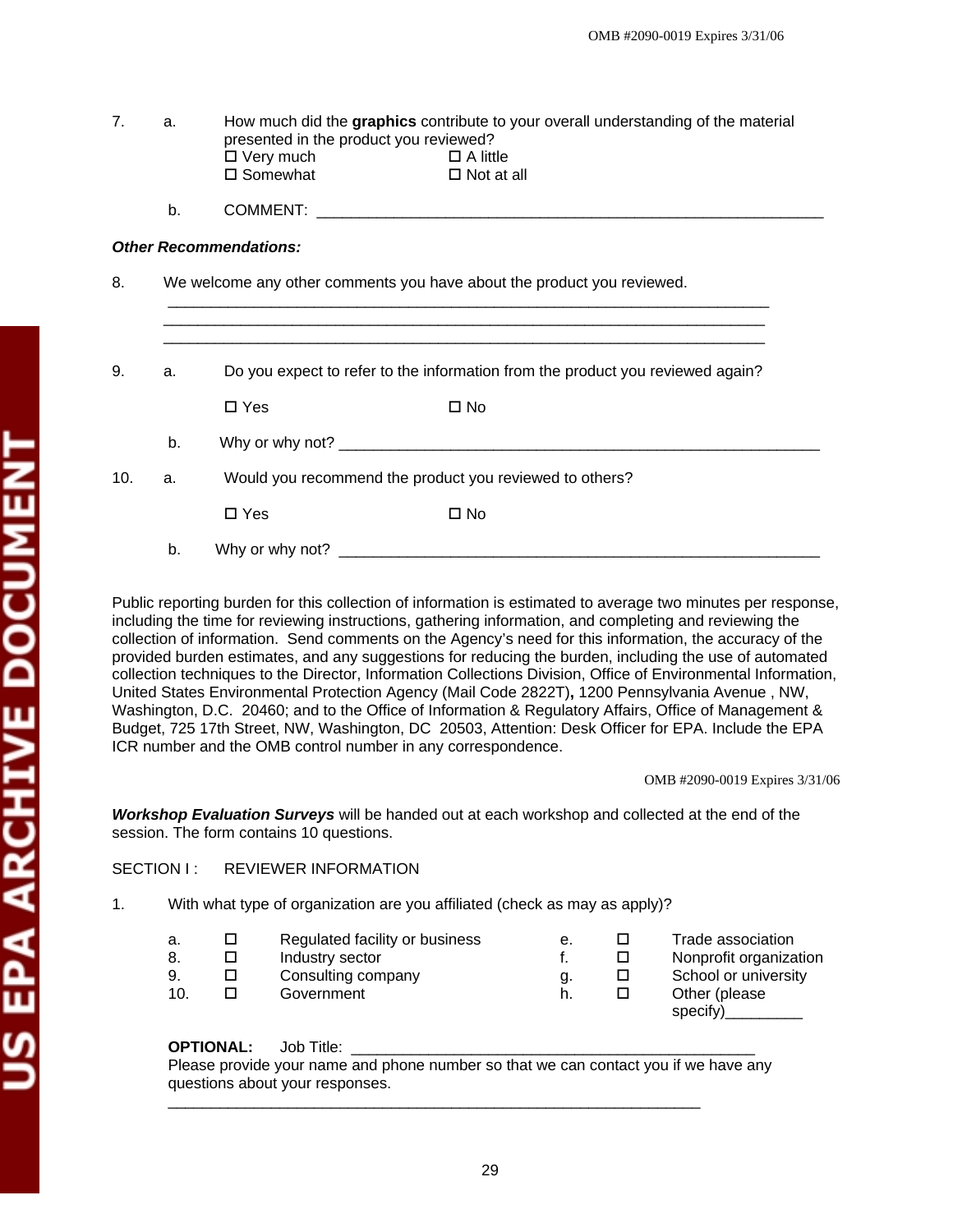7. a. How much did the **graphics** contribute to your overall understanding of the material presented in the product you reviewed?

☐ Very much ☐ A little
☐ Somewhat ☐ Not at all

b. COMMENT: ___________________________________________________________

***Other Recommendations:***

8. We welcome any other comments you have about the product you reviewed.

___________________________________________________________________________
___________________________________________________________________________
___________________________________________________________________________

9. a. Do you expect to refer to the information from the product you reviewed again?

☐ Yes ☐ No

b. Why or why not? _______________________________________________________

10. a. Would you recommend the product you reviewed to others?

☐ Yes ☐ No

b. Why or why not? _______________________________________________________

Public reporting burden for this collection of information is estimated to average two minutes per response, including the time for reviewing instructions, gathering information, and completing and reviewing the collection of information. Send comments on the Agency's need for this information, the accuracy of the provided burden estimates, and any suggestions for reducing the burden, including the use of automated collection techniques to the Director, Information Collections Division, Office of Environmental Information, United States Environmental Protection Agency (Mail Code 2822T)**,** 1200 Pennsylvania Avenue , NW, Washington, D.C. 20460; and to the Office of Information & Regulatory Affairs, Office of Management & Budget, 725 17th Street, NW, Washington, DC 20503, Attention: Desk Officer for EPA. Include the EPA ICR number and the OMB control number in any correspondence.

OMB #2090-0019 Expires 3/31/06

***Workshop Evaluation Surveys*** will be handed out at each workshop and collected at the end of the session. The form contains 10 questions.

SECTION I : REVIEWER INFORMATION

1. With what type of organization are you affiliated (check as may as apply)?

a. ☐ Regulated facility or business
8. ☐ Industry sector
9. ☐ Consulting company
10. ☐ Government
e. ☐ Trade association
f. ☐ Nonprofit organization
g. ☐ School or university
h. ☐ Other (please specify)_________

**OPTIONAL:** Job Title: ____________________________________________

Please provide your name and phone number so that we can contact you if we have any questions about your responses.

___________________________________________________________________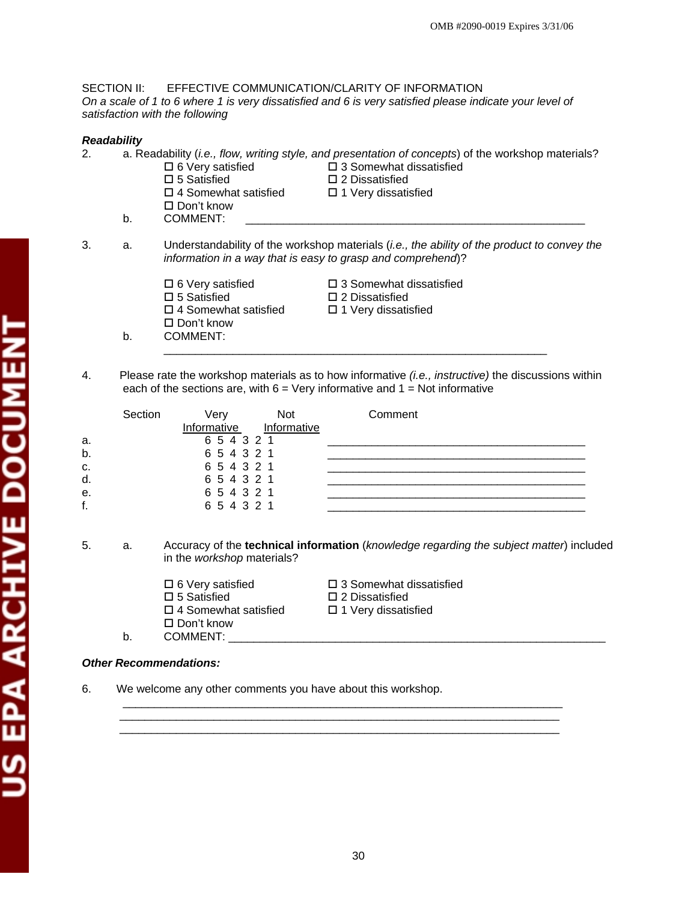SECTION II: EFFECTIVE COMMUNICATION/CLARITY OF INFORMATION

*On a scale of 1 to 6 where 1 is very dissatisfied and 6 is very satisfied please indicate your level of satisfaction with the following*

***Readability***

2. a. Readability (*i.e., flow, writing style, and presentation of concepts*) of the workshop materials?

   - ☐ 6 Very satisfied
   - ☐ 5 Satisfied
   - ☐ 4 Somewhat satisfied
   - ☐ 3 Somewhat dissatisfied
   - ☐ 2 Dissatisfied
   - ☐ 1 Very dissatisfied
   - ☐ Don't know

   b. COMMENT: ____________________________________________________

3. a. Understandability of the workshop materials (*i.e., the ability of the product to convey the information in a way that is easy to grasp and comprehend*)?

   - ☐ 6 Very satisfied
   - ☐ 5 Satisfied
   - ☐ 4 Somewhat satisfied
   - ☐ 3 Somewhat dissatisfied
   - ☐ 2 Dissatisfied
   - ☐ 1 Very dissatisfied
   - ☐ Don't know

   b. COMMENT:
   ____________________________________________________________

4. Please rate the workshop materials as to how informative *(i.e., instructive)* the discussions within each of the sections are, with 6 = Very informative and 1 = Not informative

| | Section | Very Informative … Not Informative | Comment |
|---|---|---|---|
| a. | | 6 5 4 3 2 1 | ________________________________________ |
| b. | | 6 5 4 3 2 1 | ________________________________________ |
| c. | | 6 5 4 3 2 1 | ________________________________________ |
| d. | | 6 5 4 3 2 1 | ________________________________________ |
| e. | | 6 5 4 3 2 1 | ________________________________________ |
| f. | | 6 5 4 3 2 1 | ________________________________________ |

5. a. Accuracy of the **technical information** (*knowledge regarding the subject matter*) included in the *workshop* materials?

   - ☐ 6 Very satisfied
   - ☐ 5 Satisfied
   - ☐ 4 Somewhat satisfied
   - ☐ 3 Somewhat dissatisfied
   - ☐ 2 Dissatisfied
   - ☐ 1 Very dissatisfied
   - ☐ Don't know

   b. COMMENT: ____________________________________________________________

***Other Recommendations:***

6. We welcome any other comments you have about this workshop.

   ______________________________________________________________________
   ______________________________________________________________________
   ______________________________________________________________________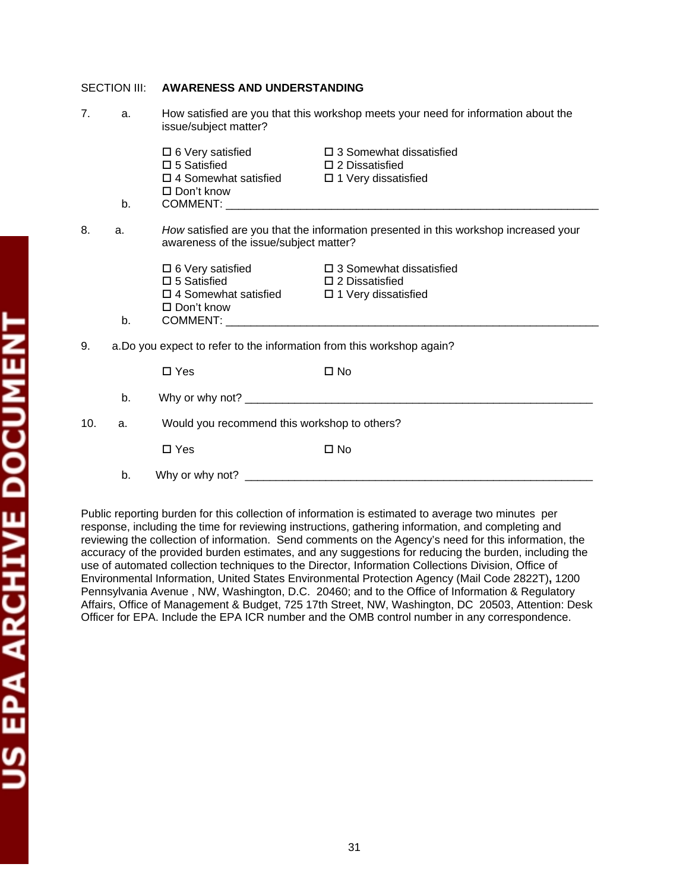SECTION III: **AWARENESS AND UNDERSTANDING**

7\. a. How satisfied are you that this workshop meets your need for information about the issue/subject matter?

- ☐ 6 Very satisfied
- ☐ 5 Satisfied
- ☐ 4 Somewhat satisfied
- ☐ 3 Somewhat dissatisfied
- ☐ 2 Dissatisfied
- ☐ 1 Very dissatisfied
- ☐ Don't know

b. COMMENT: ________________________________________________________________

8\. a. *How* satisfied are you that the information presented in this workshop increased your awareness of the issue/subject matter?

- ☐ 6 Very satisfied
- ☐ 5 Satisfied
- ☐ 4 Somewhat satisfied
- ☐ 3 Somewhat dissatisfied
- ☐ 2 Dissatisfied
- ☐ 1 Very dissatisfied
- ☐ Don't know

b. COMMENT: ________________________________________________________________

9\. a. Do you expect to refer to the information from this workshop again?

☐ Yes ☐ No

b. Why or why not? ____________________________________________________________

10\. a. Would you recommend this workshop to others?

☐ Yes ☐ No

b. Why or why not? ____________________________________________________________

Public reporting burden for this collection of information is estimated to average two minutes per response, including the time for reviewing instructions, gathering information, and completing and reviewing the collection of information. Send comments on the Agency's need for this information, the accuracy of the provided burden estimates, and any suggestions for reducing the burden, including the use of automated collection techniques to the Director, Information Collections Division, Office of Environmental Information, United States Environmental Protection Agency (Mail Code 2822T)**,** 1200 Pennsylvania Avenue , NW, Washington, D.C. 20460; and to the Office of Information & Regulatory Affairs, Office of Management & Budget, 725 17th Street, NW, Washington, DC 20503, Attention: Desk Officer for EPA. Include the EPA ICR number and the OMB control number in any correspondence.

US EPA ARCHIVE DOCUMENT